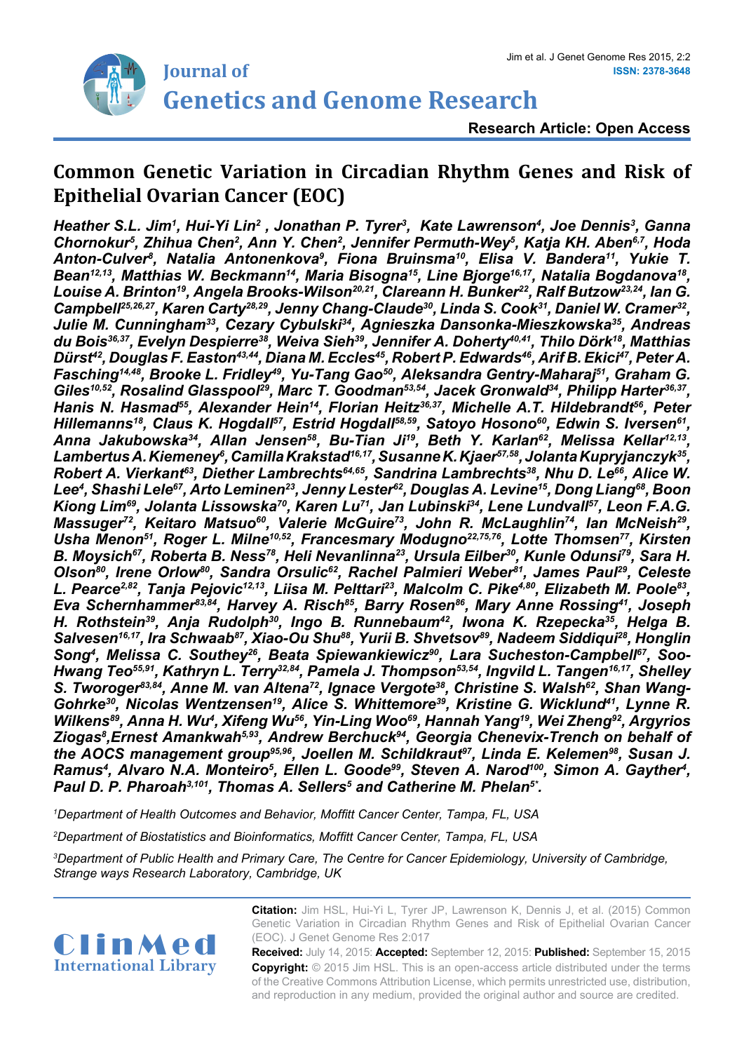Research Article: Open Access

# Common Genetic Variation in Circadian Rhythm Genes and Risk of Epithelial Ovarian Cancer (EOC)

***Heather S.L. Jim[1], Hui-Yi Lin[2], Jonathan P. Tyrer[3], Kate Lawrenson[4], Joe Dennis[3], Ganna Chornokur[5], Zhihua Chen[2], Ann Y. Chen[2], Jennifer Permuth-Wey[5], Katja KH. Aben[6,7], Hoda Anton-Culver[8], Natalia Antonenkova[9], Fiona Bruinsma[10], Elisa V. Bandera[11], Yukie T. Bean[12,13], Matthias W. Beckmann[14], Maria Bisogna[15], Line Bjorge[16,17], Natalia Bogdanova[18], Louise A. Brinton[19], Angela Brooks-Wilson[20,21], Clareann H. Bunker[22], Ralf Butzow[23,24], Ian G. Campbell[25,26,27], Karen Carty[28,29], Jenny Chang-Claude[30], Linda S. Cook[31], Daniel W. Cramer[32], Julie M. Cunningham[33], Cezary Cybulski[34], Agnieszka Dansonka-Mieszkowska[35], Andreas du Bois[36,37], Evelyn Despierre[38], Weiva Sieh[39], Jennifer A. Doherty[40,41], Thilo Dörk[18], Matthias Dürst[42], Douglas F. Easton[43,44], Diana M. Eccles[45], Robert P. Edwards[46], Arif B. Ekici[47], Peter A. Fasching[14,48], Brooke L. Fridley[49], Yu-Tang Gao[50], Aleksandra Gentry-Maharaj[51], Graham G. Giles[10,52], Rosalind Glasspool[29], Marc T. Goodman[53,54], Jacek Gronwald[34], Philipp Harter[36,37], Hanis N. Hasmad[55], Alexander Hein[14], Florian Heitz[36,37], Michelle A.T. Hildebrandt[56], Peter Hillemanns[18], Claus K. Hogdall[57], Estrid Hogdall[58,59], Satoyo Hosono[60], Edwin S. Iversen[61], Anna Jakubowska[34], Allan Jensen[58], Bu-Tian Ji[19], Beth Y. Karlan[62], Melissa Kellar[12,13], Lambertus A. Kiemeney[6], Camilla Krakstad[16,17], Susanne K. Kjaer[57,58], Jolanta Kupryjanczyk[35], Robert A. Vierkant[63], Diether Lambrechts[64,65], Sandrina Lambrechts[38], Nhu D. Le[66], Alice W. Lee[4], Shashi Lele[67], Arto Leminen[23], Jenny Lester[62], Douglas A. Levine[15], Dong Liang[68], Boon Kiong Lim[69], Jolanta Lissowska[70], Karen Lu[71], Jan Lubinski[34], Lene Lundvall[57], Leon F.A.G. Massuger[72], Keitaro Matsuo[60], Valerie McGuire[73], John R. McLaughlin[74], Ian McNeish[29], Usha Menon[51], Roger L. Milne[10,52], Francesmary Modugno[22,75,76], Lotte Thomsen[77], Kirsten B. Moysich[67], Roberta B. Ness[78], Heli Nevanlinna[23], Ursula Eilber[30], Kunle Odunsi[79], Sara H. Olson[80], Irene Orlow[80], Sandra Orsulic[62], Rachel Palmieri Weber[81], James Paul[29], Celeste L. Pearce[2,82], Tanja Pejovic[12,13], Liisa M. Pelttari[23], Malcolm C. Pike[4,80], Elizabeth M. Poole[83], Eva Schernhammer[83,84], Harvey A. Risch[85], Barry Rosen[86], Mary Anne Rossing[41], Joseph H. Rothstein[39], Anja Rudolph[30], Ingo B. Runnebaum[42], Iwona K. Rzepecka[35], Helga B. Salvesen[16,17], Ira Schwaab[87], Xiao-Ou Shu[88], Yurii B. Shvetsov[89], Nadeem Siddiqui[28], Honglin Song[4], Melissa C. Southey[26], Beata Spiewankiewicz[90], Lara Sucheston-Campbell[67], Soo-Hwang Teo[55,91], Kathryn L. Terry[32,84], Pamela J. Thompson[53,54], Ingvild L. Tangen[16,17], Shelley S. Tworoger[83,84], Anne M. van Altena[72], Ignace Vergote[38], Christine S. Walsh[62], Shan Wang-Gohrke[30], Nicolas Wentzensen[19], Alice S. Whittemore[39], Kristine G. Wicklund[41], Lynne R. Wilkens[89], Anna H. Wu[4], Xifeng Wu[56], Yin-Ling Woo[69], Hannah Yang[19], Wei Zheng[92], Argyrios Ziogas[8], Ernest Amankwah[5,93], Andrew Berchuck[94], Georgia Chenevix-Trench on behalf of the AOCS management group[95,96], Joellen M. Schildkraut[97], Linda E. Kelemen[98], Susan J. Ramus[4], Alvaro N.A. Monteiro[5], Ellen L. Goode[99], Steven A. Narod[100], Simon A. Gayther[4], Paul D. P. Pharoah[3,101], Thomas A. Sellers[5] and Catherine M. Phelan[5*].***

*[1]Department of Health Outcomes and Behavior, Moffitt Cancer Center, Tampa, FL, USA*

*[2]Department of Biostatistics and Bioinformatics, Moffitt Cancer Center, Tampa, FL, USA*

*[3]Department of Public Health and Primary Care, The Centre for Cancer Epidemiology, University of Cambridge, Strange ways Research Laboratory, Cambridge, UK*

**Citation:** Jim HSL, Hui-Yi L, Tyrer JP, Lawrenson K, Dennis J, et al. (2015) Common Genetic Variation in Circadian Rhythm Genes and Risk of Epithelial Ovarian Cancer (EOC). J Genet Genome Res 2:017

**Received:** July 14, 2015: **Accepted:** September 12, 2015: **Published:** September 15, 2015

**Copyright:** © 2015 Jim HSL. This is an open-access article distributed under the terms of the Creative Commons Attribution License, which permits unrestricted use, distribution, and reproduction in any medium, provided the original author and source are credited.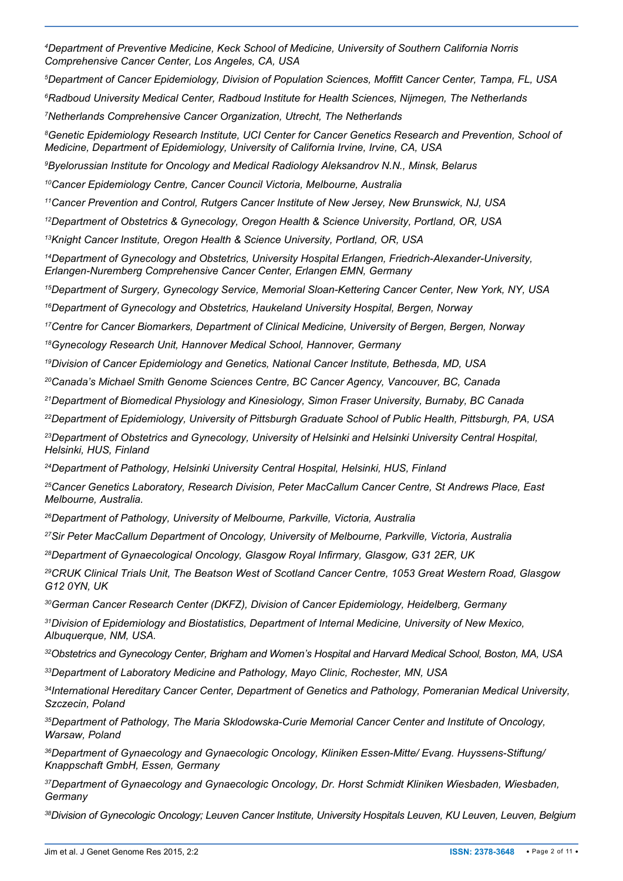[4]Department of Preventive Medicine, Keck School of Medicine, University of Southern California Norris Comprehensive Cancer Center, Los Angeles, CA, USA

[5]Department of Cancer Epidemiology, Division of Population Sciences, Moffitt Cancer Center, Tampa, FL, USA

[6]Radboud University Medical Center, Radboud Institute for Health Sciences, Nijmegen, The Netherlands

[7]Netherlands Comprehensive Cancer Organization, Utrecht, The Netherlands

[8]Genetic Epidemiology Research Institute, UCI Center for Cancer Genetics Research and Prevention, School of Medicine, Department of Epidemiology, University of California Irvine, Irvine, CA, USA

[9]Byelorussian Institute for Oncology and Medical Radiology Aleksandrov N.N., Minsk, Belarus

[10]Cancer Epidemiology Centre, Cancer Council Victoria, Melbourne, Australia

[11]Cancer Prevention and Control, Rutgers Cancer Institute of New Jersey, New Brunswick, NJ, USA

[12]Department of Obstetrics & Gynecology, Oregon Health & Science University, Portland, OR, USA

[13]Knight Cancer Institute, Oregon Health & Science University, Portland, OR, USA

[14]Department of Gynecology and Obstetrics, University Hospital Erlangen, Friedrich-Alexander-University, Erlangen-Nuremberg Comprehensive Cancer Center, Erlangen EMN, Germany

[15]Department of Surgery, Gynecology Service, Memorial Sloan-Kettering Cancer Center, New York, NY, USA

[16]Department of Gynecology and Obstetrics, Haukeland University Hospital, Bergen, Norway

[17]Centre for Cancer Biomarkers, Department of Clinical Medicine, University of Bergen, Bergen, Norway

[18]Gynecology Research Unit, Hannover Medical School, Hannover, Germany

[19]Division of Cancer Epidemiology and Genetics, National Cancer Institute, Bethesda, MD, USA

[20]Canada's Michael Smith Genome Sciences Centre, BC Cancer Agency, Vancouver, BC, Canada

[21]Department of Biomedical Physiology and Kinesiology, Simon Fraser University, Burnaby, BC Canada

[22]Department of Epidemiology, University of Pittsburgh Graduate School of Public Health, Pittsburgh, PA, USA

[23]Department of Obstetrics and Gynecology, University of Helsinki and Helsinki University Central Hospital, Helsinki, HUS, Finland

[24]Department of Pathology, Helsinki University Central Hospital, Helsinki, HUS, Finland

[25]Cancer Genetics Laboratory, Research Division, Peter MacCallum Cancer Centre, St Andrews Place, East Melbourne, Australia.

[26]Department of Pathology, University of Melbourne, Parkville, Victoria, Australia

[27]Sir Peter MacCallum Department of Oncology, University of Melbourne, Parkville, Victoria, Australia

[28]Department of Gynaecological Oncology, Glasgow Royal Infirmary, Glasgow, G31 2ER, UK

[29]CRUK Clinical Trials Unit, The Beatson West of Scotland Cancer Centre, 1053 Great Western Road, Glasgow G12 0YN, UK

[30]German Cancer Research Center (DKFZ), Division of Cancer Epidemiology, Heidelberg, Germany

[31]Division of Epidemiology and Biostatistics, Department of Internal Medicine, University of New Mexico, Albuquerque, NM, USA.

[32]Obstetrics and Gynecology Center, Brigham and Women's Hospital and Harvard Medical School, Boston, MA, USA

[33]Department of Laboratory Medicine and Pathology, Mayo Clinic, Rochester, MN, USA

[34]International Hereditary Cancer Center, Department of Genetics and Pathology, Pomeranian Medical University, Szczecin, Poland

[35]Department of Pathology, The Maria Sklodowska-Curie Memorial Cancer Center and Institute of Oncology, Warsaw, Poland

[36]Department of Gynaecology and Gynaecologic Oncology, Kliniken Essen-Mitte/ Evang. Huyssens-Stiftung/ Knappschaft GmbH, Essen, Germany

[37]Department of Gynaecology and Gynaecologic Oncology, Dr. Horst Schmidt Kliniken Wiesbaden, Wiesbaden, Germany

[38]Division of Gynecologic Oncology; Leuven Cancer Institute, University Hospitals Leuven, KU Leuven, Leuven, Belgium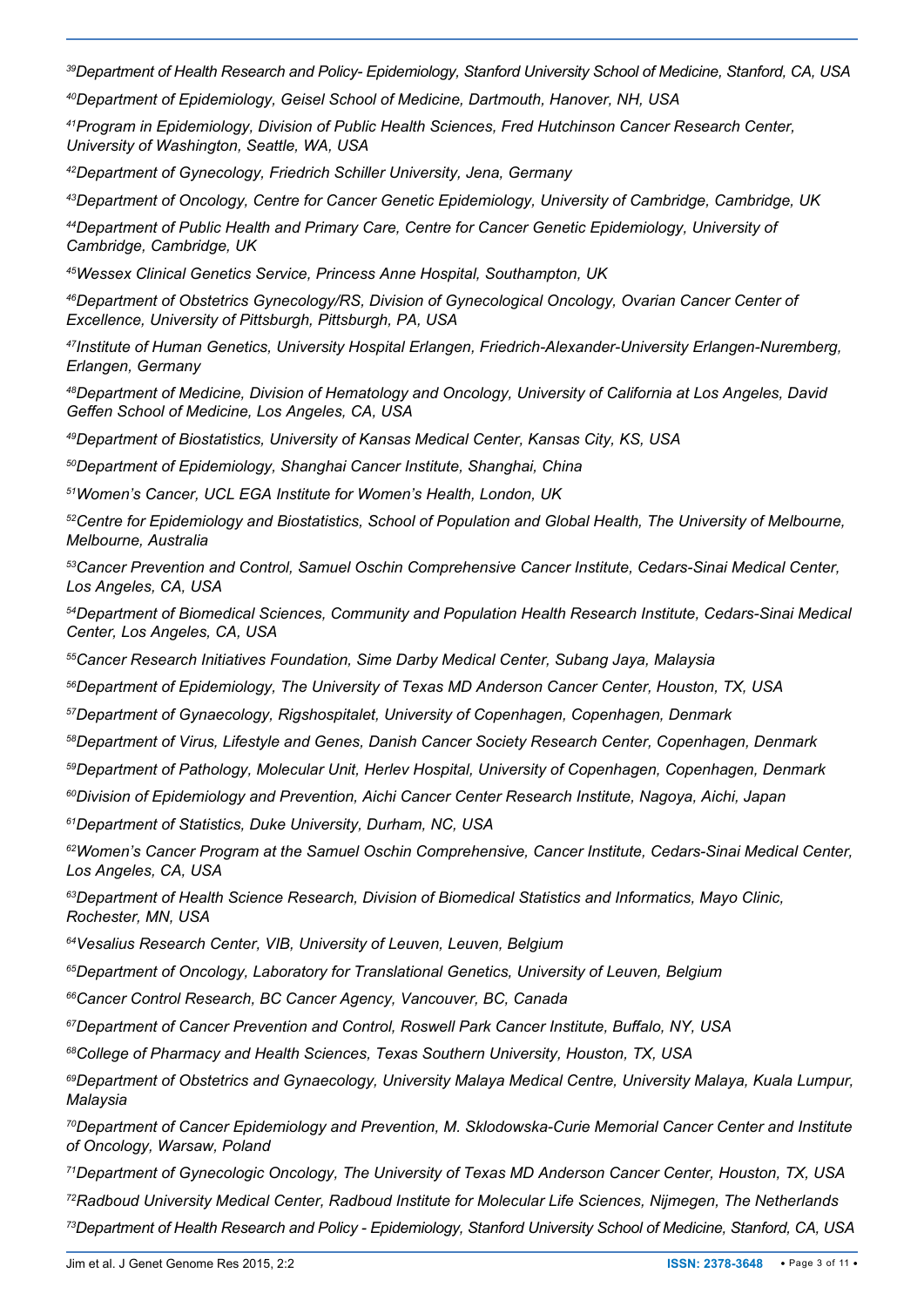*[39]Department of Health Research and Policy- Epidemiology, Stanford University School of Medicine, Stanford, CA, USA*

*[40]Department of Epidemiology, Geisel School of Medicine, Dartmouth, Hanover, NH, USA*

*[41]Program in Epidemiology, Division of Public Health Sciences, Fred Hutchinson Cancer Research Center, University of Washington, Seattle, WA, USA*

*[42]Department of Gynecology, Friedrich Schiller University, Jena, Germany*

*[43]Department of Oncology, Centre for Cancer Genetic Epidemiology, University of Cambridge, Cambridge, UK*

*[44]Department of Public Health and Primary Care, Centre for Cancer Genetic Epidemiology, University of Cambridge, Cambridge, UK*

*[45]Wessex Clinical Genetics Service, Princess Anne Hospital, Southampton, UK*

*[46]Department of Obstetrics Gynecology/RS, Division of Gynecological Oncology, Ovarian Cancer Center of Excellence, University of Pittsburgh, Pittsburgh, PA, USA*

*[47]Institute of Human Genetics, University Hospital Erlangen, Friedrich-Alexander-University Erlangen-Nuremberg, Erlangen, Germany*

*[48]Department of Medicine, Division of Hematology and Oncology, University of California at Los Angeles, David Geffen School of Medicine, Los Angeles, CA, USA*

*[49]Department of Biostatistics, University of Kansas Medical Center, Kansas City, KS, USA*

*[50]Department of Epidemiology, Shanghai Cancer Institute, Shanghai, China*

*[51]Women's Cancer, UCL EGA Institute for Women's Health, London, UK*

*[52]Centre for Epidemiology and Biostatistics, School of Population and Global Health, The University of Melbourne, Melbourne, Australia*

*[53]Cancer Prevention and Control, Samuel Oschin Comprehensive Cancer Institute, Cedars-Sinai Medical Center, Los Angeles, CA, USA*

*[54]Department of Biomedical Sciences, Community and Population Health Research Institute, Cedars-Sinai Medical Center, Los Angeles, CA, USA*

*[55]Cancer Research Initiatives Foundation, Sime Darby Medical Center, Subang Jaya, Malaysia*

*[56]Department of Epidemiology, The University of Texas MD Anderson Cancer Center, Houston, TX, USA*

*[57]Department of Gynaecology, Rigshospitalet, University of Copenhagen, Copenhagen, Denmark*

*[58]Department of Virus, Lifestyle and Genes, Danish Cancer Society Research Center, Copenhagen, Denmark*

*[59]Department of Pathology, Molecular Unit, Herlev Hospital, University of Copenhagen, Copenhagen, Denmark*

*[60]Division of Epidemiology and Prevention, Aichi Cancer Center Research Institute, Nagoya, Aichi, Japan*

*[61]Department of Statistics, Duke University, Durham, NC, USA*

*[62]Women's Cancer Program at the Samuel Oschin Comprehensive, Cancer Institute, Cedars-Sinai Medical Center, Los Angeles, CA, USA*

*[63]Department of Health Science Research, Division of Biomedical Statistics and Informatics, Mayo Clinic, Rochester, MN, USA*

*[64]Vesalius Research Center, VIB, University of Leuven, Leuven, Belgium*

*[65]Department of Oncology, Laboratory for Translational Genetics, University of Leuven, Belgium*

*[66]Cancer Control Research, BC Cancer Agency, Vancouver, BC, Canada*

*[67]Department of Cancer Prevention and Control, Roswell Park Cancer Institute, Buffalo, NY, USA*

*[68]College of Pharmacy and Health Sciences, Texas Southern University, Houston, TX, USA*

*[69]Department of Obstetrics and Gynaecology, University Malaya Medical Centre, University Malaya, Kuala Lumpur, Malaysia*

*[70]Department of Cancer Epidemiology and Prevention, M. Sklodowska-Curie Memorial Cancer Center and Institute of Oncology, Warsaw, Poland*

*[71]Department of Gynecologic Oncology, The University of Texas MD Anderson Cancer Center, Houston, TX, USA*

*[72]Radboud University Medical Center, Radboud Institute for Molecular Life Sciences, Nijmegen, The Netherlands*

*[73]Department of Health Research and Policy - Epidemiology, Stanford University School of Medicine, Stanford, CA, USA*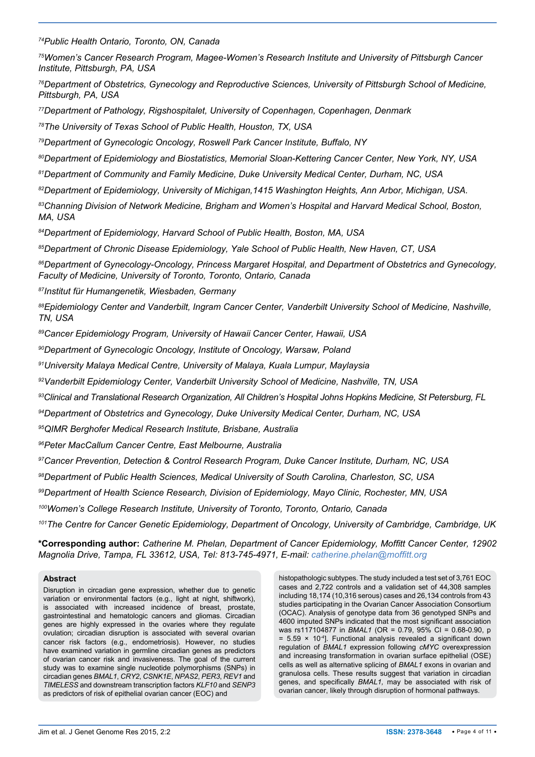[74]Public Health Ontario, Toronto, ON, Canada

[75]Women's Cancer Research Program, Magee-Women's Research Institute and University of Pittsburgh Cancer Institute, Pittsburgh, PA, USA

[76]Department of Obstetrics, Gynecology and Reproductive Sciences, University of Pittsburgh School of Medicine, Pittsburgh, PA, USA

[77]Department of Pathology, Rigshospitalet, University of Copenhagen, Copenhagen, Denmark

[78]The University of Texas School of Public Health, Houston, TX, USA

[79]Department of Gynecologic Oncology, Roswell Park Cancer Institute, Buffalo, NY

[80]Department of Epidemiology and Biostatistics, Memorial Sloan-Kettering Cancer Center, New York, NY, USA

[81]Department of Community and Family Medicine, Duke University Medical Center, Durham, NC, USA

[82]Department of Epidemiology, University of Michigan,1415 Washington Heights, Ann Arbor, Michigan, USA.

[83]Channing Division of Network Medicine, Brigham and Women's Hospital and Harvard Medical School, Boston, MA, USA

[84]Department of Epidemiology, Harvard School of Public Health, Boston, MA, USA

[85]Department of Chronic Disease Epidemiology, Yale School of Public Health, New Haven, CT, USA

[86]Department of Gynecology-Oncology, Princess Margaret Hospital, and Department of Obstetrics and Gynecology, Faculty of Medicine, University of Toronto, Toronto, Ontario, Canada

[87]Institut für Humangenetik, Wiesbaden, Germany

[88]Epidemiology Center and Vanderbilt, Ingram Cancer Center, Vanderbilt University School of Medicine, Nashville, TN, USA

[89]Cancer Epidemiology Program, University of Hawaii Cancer Center, Hawaii, USA

[90]Department of Gynecologic Oncology, Institute of Oncology, Warsaw, Poland

[91]University Malaya Medical Centre, University of Malaya, Kuala Lumpur, Maylaysia

[92]Vanderbilt Epidemiology Center, Vanderbilt University School of Medicine, Nashville, TN, USA

[93]Clinical and Translational Research Organization, All Children's Hospital Johns Hopkins Medicine, St Petersburg, FL

[94]Department of Obstetrics and Gynecology, Duke University Medical Center, Durham, NC, USA

[95]QIMR Berghofer Medical Research Institute, Brisbane, Australia

[96]Peter MacCallum Cancer Centre, East Melbourne, Australia

[97]Cancer Prevention, Detection & Control Research Program, Duke Cancer Institute, Durham, NC, USA

[98]Department of Public Health Sciences, Medical University of South Carolina, Charleston, SC, USA

[99]Department of Health Science Research, Division of Epidemiology, Mayo Clinic, Rochester, MN, USA

[100]Women's College Research Institute, University of Toronto, Toronto, Ontario, Canada

[101]The Centre for Cancer Genetic Epidemiology, Department of Oncology, University of Cambridge, Cambridge, UK

**\*Corresponding author:** *Catherine M. Phelan, Department of Cancer Epidemiology, Moffitt Cancer Center, 12902 Magnolia Drive, Tampa, FL 33612, USA, Tel: 813-745-4971, E-mail: catherine.phelan@moffitt.org*

## Abstract

Disruption in circadian gene expression, whether due to genetic variation or environmental factors (e.g., light at night, shiftwork), is associated with increased incidence of breast, prostate, gastrointestinal and hematologic cancers and gliomas. Circadian genes are highly expressed in the ovaries where they regulate ovulation; circadian disruption is associated with several ovarian cancer risk factors (e.g., endometriosis). However, no studies have examined variation in germline circadian genes as predictors of ovarian cancer risk and invasiveness. The goal of the current study was to examine single nucleotide polymorphisms (SNPs) in circadian genes *BMAL1*, *CRY2*, *CSNK1E*, *NPAS2*, *PER3*, *REV1* and *TIMELESS* and downstream transcription factors *KLF10* and *SENP3* as predictors of risk of epithelial ovarian cancer (EOC) and histopathologic subtypes. The study included a test set of 3,761 EOC cases and 2,722 controls and a validation set of 44,308 samples including 18,174 (10,316 serous) cases and 26,134 controls from 43 studies participating in the Ovarian Cancer Association Consortium (OCAC). Analysis of genotype data from 36 genotyped SNPs and 4600 imputed SNPs indicated that the most significant association was rs117104877 in *BMAL1* (OR = 0.79, 95% CI = 0.68-0.90, p = $5.59 \times 10^{-4}$]. Functional analysis revealed a significant down regulation of *BMAL1* expression following *cMYC* overexpression and increasing transformation in ovarian surface epithelial (OSE) cells as well as alternative splicing of *BMAL1* exons in ovarian and granulosa cells. These results suggest that variation in circadian genes, and specifically *BMAL1*, may be associated with risk of ovarian cancer, likely through disruption of hormonal pathways.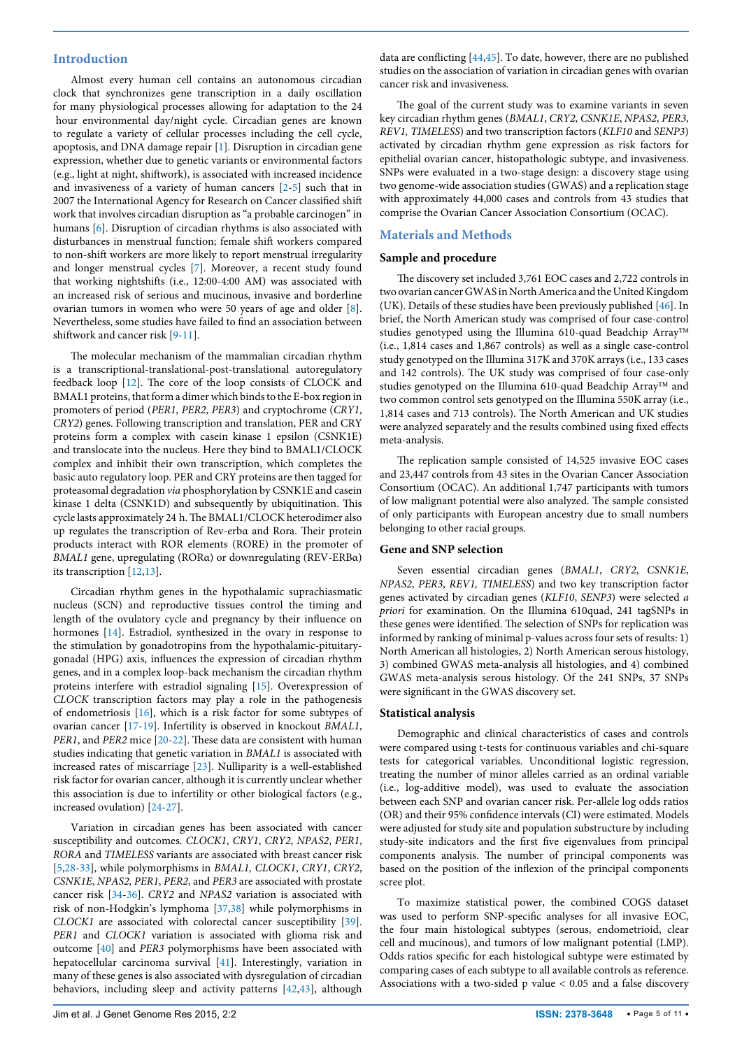## Introduction

Almost every human cell contains an autonomous circadian clock that synchronizes gene transcription in a daily oscillation for many physiological processes allowing for adaptation to the 24 hour environmental day/night cycle. Circadian genes are known to regulate a variety of cellular processes including the cell cycle, apoptosis, and DNA damage repair [1]. Disruption in circadian gene expression, whether due to genetic variants or environmental factors (e.g., light at night, shiftwork), is associated with increased incidence and invasiveness of a variety of human cancers [2-5] such that in 2007 the International Agency for Research on Cancer classified shift work that involves circadian disruption as "a probable carcinogen" in humans [6]. Disruption of circadian rhythms is also associated with disturbances in menstrual function; female shift workers compared to non-shift workers are more likely to report menstrual irregularity and longer menstrual cycles [7]. Moreover, a recent study found that working nightshifts (i.e., 12:00-4:00 AM) was associated with an increased risk of serious and mucinous, invasive and borderline ovarian tumors in women who were 50 years of age and older [8]. Nevertheless, some studies have failed to find an association between shiftwork and cancer risk [9-11].

The molecular mechanism of the mammalian circadian rhythm is a transcriptional-translational-post-translational autoregulatory feedback loop [12]. The core of the loop consists of CLOCK and BMAL1 proteins, that form a dimer which binds to the E-box region in promoters of period (*PER1*, *PER2*, *PER3*) and cryptochrome (*CRY1*, *CRY2*) genes. Following transcription and translation, PER and CRY proteins form a complex with casein kinase 1 epsilon (CSNK1E) and translocate into the nucleus. Here they bind to BMAL1/CLOCK complex and inhibit their own transcription, which completes the basic auto regulatory loop. PER and CRY proteins are then tagged for proteasomal degradation *via* phosphorylation by CSNK1E and casein kinase 1 delta (CSNK1D) and subsequently by ubiquitination. This cycle lasts approximately 24 h. The BMAL1/CLOCK heterodimer also up regulates the transcription of Rev-erbα and Rora. Their protein products interact with ROR elements (RORE) in the promoter of *BMAL1* gene, upregulating (RORα) or downregulating (REV-ERBα) its transcription [12,13].

Circadian rhythm genes in the hypothalamic suprachiasmatic nucleus (SCN) and reproductive tissues control the timing and length of the ovulatory cycle and pregnancy by their influence on hormones [14]. Estradiol, synthesized in the ovary in response to the stimulation by gonadotropins from the hypothalamic-pituitary-gonadal (HPG) axis, influences the expression of circadian rhythm genes, and in a complex loop-back mechanism the circadian rhythm proteins interfere with estradiol signaling [15]. Overexpression of *CLOCK* transcription factors may play a role in the pathogenesis of endometriosis [16], which is a risk factor for some subtypes of ovarian cancer [17-19]. Infertility is observed in knockout *BMAL1*, *PER1*, and *PER2* mice [20-22]. These data are consistent with human studies indicating that genetic variation in *BMAL1* is associated with increased rates of miscarriage [23]. Nulliparity is a well-established risk factor for ovarian cancer, although it is currently unclear whether this association is due to infertility or other biological factors (e.g., increased ovulation) [24-27].

Variation in circadian genes has been associated with cancer susceptibility and outcomes. *CLOCK1*, *CRY1*, *CRY2*, *NPAS2*, *PER1*, *RORA* and *TIMELESS* variants are associated with breast cancer risk [5,28-33], while polymorphisms in *BMAL1, CLOCK1*, *CRY1*, *CRY2*, *CSNK1E*, *NPAS2, PER1*, *PER2*, and *PER3* are associated with prostate cancer risk [34-36]. *CRY2* and *NPAS2* variation is associated with risk of non-Hodgkin's lymphoma [37,38] while polymorphisms in *CLOCK1* are associated with colorectal cancer susceptibility [39]. *PER1* and *CLOCK1* variation is associated with glioma risk and outcome [40] and *PER3* polymorphisms have been associated with hepatocellular carcinoma survival [41]. Interestingly, variation in many of these genes is also associated with dysregulation of circadian behaviors, including sleep and activity patterns [42,43], although data are conflicting [44,45]. To date, however, there are no published studies on the association of variation in circadian genes with ovarian cancer risk and invasiveness.

The goal of the current study was to examine variants in seven key circadian rhythm genes (*BMAL1*, *CRY2*, *CSNK1E*, *NPAS2*, *PER3*, *REV1, TIMELESS*) and two transcription factors (*KLF10* and *SENP3*) activated by circadian rhythm gene expression as risk factors for epithelial ovarian cancer, histopathologic subtype, and invasiveness. SNPs were evaluated in a two-stage design: a discovery stage using two genome-wide association studies (GWAS) and a replication stage with approximately 44,000 cases and controls from 43 studies that comprise the Ovarian Cancer Association Consortium (OCAC).

## Materials and Methods

### Sample and procedure

The discovery set included 3,761 EOC cases and 2,722 controls in two ovarian cancer GWAS in North America and the United Kingdom (UK). Details of these studies have been previously published [46]. In brief, the North American study was comprised of four case-control studies genotyped using the Illumina 610-quad Beadchip Array™ (i.e., 1,814 cases and 1,867 controls) as well as a single case-control study genotyped on the Illumina 317K and 370K arrays (i.e., 133 cases and 142 controls). The UK study was comprised of four case-only studies genotyped on the Illumina 610-quad Beadchip Array™ and two common control sets genotyped on the Illumina 550K array (i.e., 1,814 cases and 713 controls). The North American and UK studies were analyzed separately and the results combined using fixed effects meta-analysis.

The replication sample consisted of 14,525 invasive EOC cases and 23,447 controls from 43 sites in the Ovarian Cancer Association Consortium (OCAC). An additional 1,747 participants with tumors of low malignant potential were also analyzed. The sample consisted of only participants with European ancestry due to small numbers belonging to other racial groups.

### Gene and SNP selection

Seven essential circadian genes (*BMAL1*, *CRY2*, *CSNK1E*, *NPAS2*, *PER3*, *REV1, TIMELESS*) and two key transcription factor genes activated by circadian genes (*KLF10*, *SENP3*) were selected *a priori* for examination. On the Illumina 610quad, 241 tagSNPs in these genes were identified. The selection of SNPs for replication was informed by ranking of minimal p-values across four sets of results: 1) North American all histologies, 2) North American serous histology, 3) combined GWAS meta-analysis all histologies, and 4) combined GWAS meta-analysis serous histology. Of the 241 SNPs, 37 SNPs were significant in the GWAS discovery set.

### Statistical analysis

Demographic and clinical characteristics of cases and controls were compared using t-tests for continuous variables and chi-square tests for categorical variables. Unconditional logistic regression, treating the number of minor alleles carried as an ordinal variable (i.e., log-additive model), was used to evaluate the association between each SNP and ovarian cancer risk. Per-allele log odds ratios (OR) and their 95% confidence intervals (CI) were estimated. Models were adjusted for study site and population substructure by including study-site indicators and the first five eigenvalues from principal components analysis. The number of principal components was based on the position of the inflexion of the principal components scree plot.

To maximize statistical power, the combined COGS dataset was used to perform SNP-specific analyses for all invasive EOC, the four main histological subtypes (serous, endometrioid, clear cell and mucinous), and tumors of low malignant potential (LMP). Odds ratios specific for each histological subtype were estimated by comparing cases of each subtype to all available controls as reference. Associations with a two-sided p value < 0.05 and a false discovery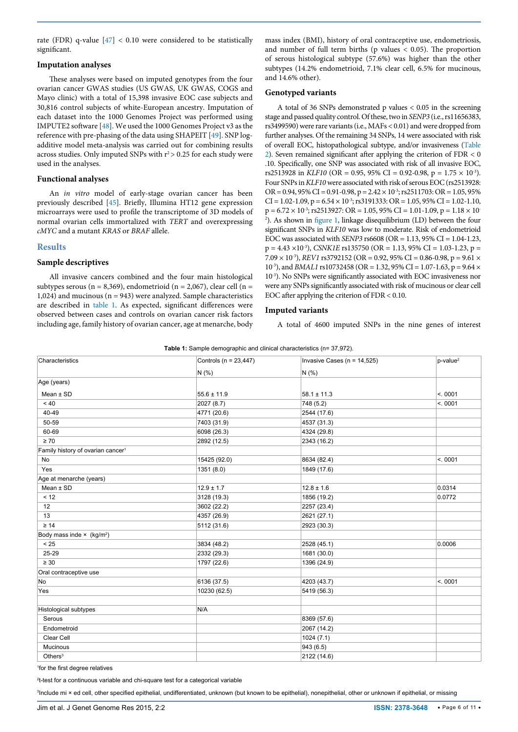rate (FDR) q-value [47] < 0.10 were considered to be statistically significant.

### Imputation analyses

These analyses were based on imputed genotypes from the four ovarian cancer GWAS studies (US GWAS, UK GWAS, COGS and Mayo clinic) with a total of 15,398 invasive EOC case subjects and 30,816 control subjects of white-European ancestry. Imputation of each dataset into the 1000 Genomes Project was performed using IMPUTE2 software [48]. We used the 1000 Genomes Project v3 as the reference with pre-phasing of the data using SHAPEIT [49]. SNP log-additive model meta-analysis was carried out for combining results across studies. Only imputed SNPs with $r^2 > 0.25$ for each study were used in the analyses.

### Functional analyses

An *in vitro* model of early-stage ovarian cancer has been previously described [45]. Briefly, Illumina HT12 gene expression microarrays were used to profile the transcriptome of 3D models of normal ovarian cells immortalized with *TERT* and overexpressing *cMYC* and a mutant *KRAS* or *BRAF* allele.

## Results

### Sample descriptives

All invasive cancers combined and the four main histological subtypes serous (n = 8,369), endometrioid (n = 2,067), clear cell (n = 1,024) and mucinous (n = 943) were analyzed. Sample characteristics are described in table 1. As expected, significant differences were observed between cases and controls on ovarian cancer risk factors including age, family history of ovarian cancer, age at menarche, body mass index (BMI), history of oral contraceptive use, endometriosis, and number of full term births (p values < 0.05). The proportion of serous histological subtype (57.6%) was higher than the other subtypes (14.2% endometrioid, 7.1% clear cell, 6.5% for mucinous, and 14.6% other).

### Genotyped variants

A total of 36 SNPs demonstrated p values < 0.05 in the screening stage and passed quality control. Of these, two in *SENP3* (i.e., rs11656383, rs3499590) were rare variants (i.e., MAFs < 0.01) and were dropped from further analyses. Of the remaining 34 SNPs, 14 were associated with risk of overall EOC, histopathological subtype, and/or invasiveness (Table 2). Seven remained significant after applying the criterion of FDR < 0 .10. Specifically, one SNP was associated with risk of all invasive EOC, rs2513928 in *KLF10* (OR = 0.95, 95% CI = 0.92-0.98, p = $1.75 \times 10^{-3}$). Four SNPs in *KLF10* were associated with risk of serous EOC (rs2513928: OR = 0.94, 95% CI = 0.91-0.98, p = $2.42 \times 10^{-3}$; rs2511703: OR = 1.05, 95% CI = 1.02-1.09, p = $6.54 \times 10^{-3}$; rs3191333: OR = 1.05, 95% CI = 1.02-1.10, p = $6.72 \times 10^{-3}$; rs2513927: OR = 1.05, 95% CI = 1.01-1.09, p = $1.18 \times 10^{-2}$). As shown in figure 1, linkage disequilibrium (LD) between the four significant SNPs in *KLF10* was low to moderate. Risk of endometrioid EOC was associated with *SENP3* rs6608 (OR = 1.13, 95% CI = 1.04-1.23, p = $4.43 \times 10^{-3}$), *CSNK1E* rs135750 (OR = 1.13, 95% CI = 1.03-1.23, p = $7.09 \times 10^{-3}$), *REV1* rs3792152 (OR = 0.92, 95% CI = 0.86-0.98, p = $9.61 \times 10^{-3}$), and *BMAL1* rs10732458 (OR = 1.32, 95% CI = 1.07-1.63, p = $9.64 \times 10^{-3}$). No SNPs were significantly associated with EOC invasiveness nor were any SNPs significantly associated with risk of mucinous or clear cell EOC after applying the criterion of FDR < 0.10.

### Imputed variants

A total of 4600 imputed SNPs in the nine genes of interest

**Table 1:** Sample demographic and clinical characteristics (n= 37,972).

| Characteristics | Controls (n = 23,447) | Invasive Cases (n = 14,525) | p-value[2] |
|---|---|---|---|
| | N (%) | N (%) | |
| Age (years) | | | |
| Mean ± SD | 55.6 ± 11.9 | 58.1 ± 11.3 | <. 0001 |
| < 40 | 2027 (8.7) | 748 (5.2) | <. 0001 |
| 40-49 | 4771 (20.6) | 2544 (17.6) | |
| 50-59 | 7403 (31.9) | 4537 (31.3) | |
| 60-69 | 6098 (26.3) | 4324 (29.8) | |
| ≥ 70 | 2892 (12.5) | 2343 (16.2) | |
| Family history of ovarian cancer[1] | | | |
| No | 15425 (92.0) | 8634 (82.4) | <. 0001 |
| Yes | 1351 (8.0) | 1849 (17.6) | |
| Age at menarche (years) | | | |
| Mean ± SD | 12.9 ± 1.7 | 12.8 ± 1.6 | 0.0314 |
| < 12 | 3128 (19.3) | 1856 (19.2) | 0.0772 |
| 12 | 3602 (22.2) | 2257 (23.4) | |
| 13 | 4357 (26.9) | 2621 (27.1) | |
| ≥ 14 | 5112 (31.6) | 2923 (30.3) | |
| Body mass inde × (kg/m$^2$) | | | |
| < 25 | 3834 (48.2) | 2528 (45.1) | 0.0006 |
| 25-29 | 2332 (29.3) | 1681 (30.0) | |
| ≥ 30 | 1797 (22.6) | 1396 (24.9) | |
| Oral contraceptive use | | | |
| No | 6136 (37.5) | 4203 (43.7) | <. 0001 |
| Yes | 10230 (62.5) | 5419 (56.3) | |
| | | | |
| Histological subtypes | N/A | | |
| Serous | | 8369 (57.6) | |
| Endometroid | | 2067 (14.2) | |
| Clear Cell | | 1024 (7.1) | |
| Mucinous | | 943 (6.5) | |
| Others[3] | | 2122 (14.6) | |

[1]for the first degree relatives

[2]t-test for a continuous variable and chi-square test for a categorical variable

[3]Include mi × ed cell, other specified epithelial, undifferentiated, unknown (but known to be epithelial), nonepithelial, other or unknown if epithelial, or missing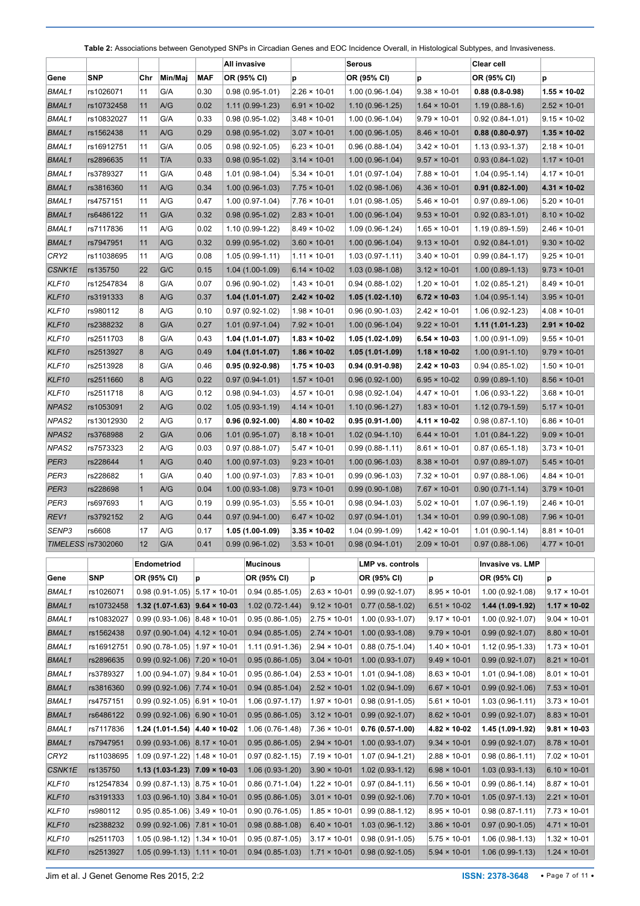**Table 2:** Associations between Genotyped SNPs in Circadian Genes and EOC Incidence Overall, in Histological Subtypes, and Invasiveness.

| | | | | | All invasive | | Serous | | Clear cell | |
|---|---|---|---|---|---|---|---|---|---|---|
| Gene | SNP | Chr | Min/Maj | MAF | OR (95% CI) | p | OR (95% CI) | p | OR (95% CI) | p |
| *BMAL1* | rs1026071 | 11 | G/A | 0.30 | 0.98 (0.95-1.01) | 2.26 × 10-01 | 1.00 (0.96-1.04) | 9.38 × 10-01 | **0.88 (0.8-0.98)** | **1.55 × 10-02** |
| *BMAL1* | rs10732458 | 11 | A/G | 0.02 | 1.11 (0.99-1.23) | 6.91 × 10-02 | 1.10 (0.96-1.25) | 1.64 × 10-01 | 1.19 (0.88-1.6) | 2.52 × 10-01 |
| *BMAL1* | rs10832027 | 11 | G/A | 0.33 | 0.98 (0.95-1.02) | 3.48 × 10-01 | 1.00 (0.96-1.04) | 9.79 × 10-01 | 0.92 (0.84-1.01) | 9.15 × 10-02 |
| *BMAL1* | rs1562438 | 11 | A/G | 0.29 | 0.98 (0.95-1.02) | 3.07 × 10-01 | 1.00 (0.96-1.05) | 8.46 × 10-01 | **0.88 (0.80-0.97)** | **1.35 × 10-02** |
| *BMAL1* | rs16912751 | 11 | G/A | 0.05 | 0.98 (0.92-1.05) | 6.23 × 10-01 | 0.96 (0.88-1.04) | 3.42 × 10-01 | 1.13 (0.93-1.37) | 2.18 × 10-01 |
| *BMAL1* | rs2896635 | 11 | T/A | 0.33 | 0.98 (0.95-1.02) | 3.14 × 10-01 | 1.00 (0.96-1.04) | 9.57 × 10-01 | 0.93 (0.84-1.02) | 1.17 × 10-01 |
| *BMAL1* | rs3789327 | 11 | G/A | 0.48 | 1.01 (0.98-1.04) | 5.34 × 10-01 | 1.01 (0.97-1.04) | 7.88 × 10-01 | 1.04 (0.95-1.14) | 4.17 × 10-01 |
| *BMAL1* | rs3816360 | 11 | A/G | 0.34 | 1.00 (0.96-1.03) | 7.75 × 10-01 | 1.02 (0.98-1.06) | 4.36 × 10-01 | **0.91 (0.82-1.00)** | **4.31 × 10-02** |
| *BMAL1* | rs4757151 | 11 | A/G | 0.47 | 1.00 (0.97-1.04) | 7.76 × 10-01 | 1.01 (0.98-1.05) | 5.46 × 10-01 | 0.97 (0.89-1.06) | 5.20 × 10-01 |
| *BMAL1* | rs6486122 | 11 | G/A | 0.32 | 0.98 (0.95-1.02) | 2.83 × 10-01 | 1.00 (0.96-1.04) | 9.53 × 10-01 | 0.92 (0.83-1.01) | 8.10 × 10-02 |
| *BMAL1* | rs7117836 | 11 | A/G | 0.02 | 1.10 (0.99-1.22) | 8.49 × 10-02 | 1.09 (0.96-1.24) | 1.65 × 10-01 | 1.19 (0.89-1.59) | 2.46 × 10-01 |
| *BMAL1* | rs7947951 | 11 | A/G | 0.32 | 0.99 (0.95-1.02) | 3.60 × 10-01 | 1.00 (0.96-1.04) | 9.13 × 10-01 | 0.92 (0.84-1.01) | 9.30 × 10-02 |
| *CRY2* | rs11038695 | 11 | A/G | 0.08 | 1.05 (0.99-1.11) | 1.11 × 10-01 | 1.03 (0.97-1.11) | 3.40 × 10-01 | 0.99 (0.84-1.17) | 9.25 × 10-01 |
| *CSNK1E* | rs135750 | 22 | G/C | 0.15 | 1.04 (1.00-1.09) | 6.14 × 10-02 | 1.03 (0.98-1.08) | 3.12 × 10-01 | 1.00 (0.89-1.13) | 9.73 × 10-01 |
| *KLF10* | rs12547834 | 8 | G/A | 0.07 | 0.96 (0.90-1.02) | 1.43 × 10-01 | 0.94 (0.88-1.02) | 1.20 × 10-01 | 1.02 (0.85-1.21) | 8.49 × 10-01 |
| *KLF10* | rs3191333 | 8 | A/G | 0.37 | **1.04 (1.01-1.07)** | **2.42 × 10-02** | **1.05 (1.02-1.10)** | **6.72 × 10-03** | 1.04 (0.95-1.14) | 3.95 × 10-01 |
| *KLF10* | rs980112 | 8 | A/G | 0.10 | 0.97 (0.92-1.02) | 1.98 × 10-01 | 0.96 (0.90-1.03) | 2.42 × 10-01 | 1.06 (0.92-1.23) | 4.08 × 10-01 |
| *KLF10* | rs2388232 | 8 | G/A | 0.27 | 1.01 (0.97-1.04) | 7.92 × 10-01 | 1.00 (0.96-1.04) | 9.22 × 10-01 | **1.11 (1.01-1.23)** | **2.91 × 10-02** |
| *KLF10* | rs2511703 | 8 | G/A | 0.43 | **1.04 (1.01-1.07)** | **1.83 × 10-02** | **1.05 (1.02-1.09)** | **6.54 × 10-03** | 1.00 (0.91-1.09) | 9.55 × 10-01 |
| *KLF10* | rs2513927 | 8 | A/G | 0.49 | **1.04 (1.01-1.07)** | **1.86 × 10-02** | **1.05 (1.01-1.09)** | **1.18 × 10-02** | 1.00 (0.91-1.10) | 9.79 × 10-01 |
| *KLF10* | rs2513928 | 8 | G/A | 0.46 | **0.95 (0.92-0.98)** | **1.75 × 10-03** | **0.94 (0.91-0.98)** | **2.42 × 10-03** | 0.94 (0.85-1.02) | 1.50 × 10-01 |
| *KLF10* | rs2511660 | 8 | A/G | 0.22 | 0.97 (0.94-1.01) | 1.57 × 10-01 | 0.96 (0.92-1.00) | 6.95 × 10-02 | 0.99 (0.89-1.10) | 8.56 × 10-01 |
| *KLF10* | rs2511718 | 8 | A/G | 0.12 | 0.98 (0.94-1.03) | 4.57 × 10-01 | 0.98 (0.92-1.04) | 4.47 × 10-01 | 1.06 (0.93-1.22) | 3.68 × 10-01 |
| *NPAS2* | rs1053091 | 2 | A/G | 0.02 | 1.05 (0.93-1.19) | 4.14 × 10-01 | 1.10 (0.96-1.27) | 1.83 × 10-01 | 1.12 (0.79-1.59) | 5.17 × 10-01 |
| *NPAS2* | rs13012930 | 2 | A/G | 0.17 | **0.96 (0.92-1.00)** | **4.80 × 10-02** | **0.95 (0.91-1.00)** | **4.11 × 10-02** | 0.98 (0.87-1.10) | 6.86 × 10-01 |
| *NPAS2* | rs3768988 | 2 | G/A | 0.06 | 1.01 (0.95-1.07) | 8.18 × 10-01 | 1.02 (0.94-1.10) | 6.44 × 10-01 | 1.01 (0.84-1.22) | 9.09 × 10-01 |
| *NPAS2* | rs7573323 | 2 | A/G | 0.03 | 0.97 (0.88-1.07) | 5.47 × 10-01 | 0.99 (0.88-1.11) | 8.61 × 10-01 | 0.87 (0.65-1.18) | 3.73 × 10-01 |
| *PER3* | rs228644 | 1 | A/G | 0.40 | 1.00 (0.97-1.03) | 9.23 × 10-01 | 1.00 (0.96-1.03) | 8.38 × 10-01 | 0.97 (0.89-1.07) | 5.45 × 10-01 |
| *PER3* | rs228682 | 1 | G/A | 0.40 | 1.00 (0.97-1.03) | 7.83 × 10-01 | 0.99 (0.96-1.03) | 7.32 × 10-01 | 0.97 (0.88-1.06) | 4.84 × 10-01 |
| *PER3* | rs228698 | 1 | A/G | 0.04 | 1.00 (0.93-1.08) | 9.73 × 10-01 | 0.99 (0.90-1.08) | 7.67 × 10-01 | 0.90 (0.71-1.14) | 3.79 × 10-01 |
| *PER3* | rs697693 | 1 | A/G | 0.19 | 0.99 (0.95-1.03) | 5.55 × 10-01 | 0.98 (0.94-1.03) | 5.02 × 10-01 | 1.07 (0.96-1.19) | 2.46 × 10-01 |
| *REV1* | rs3792152 | 2 | A/G | 0.44 | 0.97 (0.94-1.00) | 6.47 × 10-02 | 0.97 (0.94-1.01) | 1.34 × 10-01 | 0.99 (0.90-1.08) | 7.96 × 10-01 |
| *SENP3* | rs6608 | 17 | A/G | 0.17 | **1.05 (1.00-1.09)** | **3.35 × 10-02** | 1.04 (0.99-1.09) | 1.42 × 10-01 | 1.01 (0.90-1.14) | 8.81 × 10-01 |
| *TIMELESS* | rs7302060 | 12 | G/A | 0.41 | 0.99 (0.96-1.02) | 3.53 × 10-01 | 0.98 (0.94-1.01) | 2.09 × 10-01 | 0.97 (0.88-1.06) | 4.77 × 10-01 |

| | | Endometriod | | Mucinous | | LMP vs. controls | | Invasive vs. LMP | |
|---|---|---|---|---|---|---|---|---|---|
| Gene | SNP | OR (95% CI) | p | OR (95% CI) | p | OR (95% CI) | p | OR (95% CI) | p |
| *BMAL1* | rs1026071 | 0.98 (0.91-1.05) | 5.17 × 10-01 | 0.94 (0.85-1.05) | 2.63 × 10-01 | 0.99 (0.92-1.07) | 8.95 × 10-01 | 1.00 (0.92-1.08) | 9.17 × 10-01 |
| *BMAL1* | rs10732458 | **1.32 (1.07-1.63)** | **9.64 × 10-03** | 1.02 (0.72-1.44) | 9.12 × 10-01 | 0.77 (0.58-1.02) | 6.51 × 10-02 | **1.44 (1.09-1.92)** | **1.17 × 10-02** |
| *BMAL1* | rs10832027 | 0.99 (0.93-1.06) | 8.48 × 10-01 | 0.95 (0.86-1.05) | 2.75 × 10-01 | 1.00 (0.93-1.07) | 9.17 × 10-01 | 1.00 (0.92-1.07) | 9.04 × 10-01 |
| *BMAL1* | rs1562438 | 0.97 (0.90-1.04) | 4.12 × 10-01 | 0.94 (0.85-1.05) | 2.74 × 10-01 | 1.00 (0.93-1.08) | 9.79 × 10-01 | 0.99 (0.92-1.07) | 8.80 × 10-01 |
| *BMAL1* | rs16912751 | 0.90 (0.78-1.05) | 1.97 × 10-01 | 1.11 (0.91-1.36) | 2.94 × 10-01 | 0.88 (0.75-1.04) | 1.40 × 10-01 | 1.12 (0.95-1.33) | 1.73 × 10-01 |
| *BMAL1* | rs2896635 | 0.99 (0.92-1.06) | 7.20 × 10-01 | 0.95 (0.86-1.05) | 3.04 × 10-01 | 1.00 (0.93-1.07) | 9.49 × 10-01 | 0.99 (0.92-1.07) | 8.21 × 10-01 |
| *BMAL1* | rs3789327 | 1.00 (0.94-1.07) | 9.84 × 10-01 | 0.95 (0.86-1.04) | 2.53 × 10-01 | 1.01 (0.94-1.08) | 8.63 × 10-01 | 1.01 (0.94-1.08) | 8.01 × 10-01 |
| *BMAL1* | rs3816360 | 0.99 (0.92-1.06) | 7.74 × 10-01 | 0.94 (0.85-1.04) | 2.52 × 10-01 | 1.02 (0.94-1.09) | 6.67 × 10-01 | 0.99 (0.92-1.06) | 7.53 × 10-01 |
| *BMAL1* | rs4757151 | 0.99 (0.92-1.05) | 6.91 × 10-01 | 1.06 (0.97-1.17) | 1.97 × 10-01 | 0.98 (0.91-1.05) | 5.61 × 10-01 | 1.03 (0.96-1.11) | 3.73 × 10-01 |
| *BMAL1* | rs6486122 | 0.99 (0.92-1.06) | 6.90 × 10-01 | 0.95 (0.86-1.05) | 3.12 × 10-01 | 0.99 (0.92-1.07) | 8.62 × 10-01 | 0.99 (0.92-1.07) | 8.83 × 10-01 |
| *BMAL1* | rs7117836 | **1.24 (1.01-1.54)** | **4.40 × 10-02** | 1.06 (0.76-1.48) | 7.36 × 10-01 | **0.76 (0.57-1.00)** | **4.82 × 10-02** | **1.45 (1.09-1.92)** | **9.81 × 10-03** |
| *BMAL1* | rs7947951 | 0.99 (0.93-1.06) | 8.17 × 10-01 | 0.95 (0.86-1.05) | 2.94 × 10-01 | 1.00 (0.93-1.07) | 9.34 × 10-01 | 0.99 (0.92-1.07) | 8.78 × 10-01 |
| *CRY2* | rs11038695 | 1.09 (0.97-1.22) | 1.48 × 10-01 | 0.97 (0.82-1.15) | 7.19 × 10-01 | 1.07 (0.94-1.21) | 2.88 × 10-01 | 0.98 (0.86-1.11) | 7.02 × 10-01 |
| *CSNK1E* | rs135750 | **1.13 (1.03-1.23)** | **7.09 × 10-03** | 1.06 (0.93-1.20) | 3.90 × 10-01 | 1.02 (0.93-1.12) | 6.98 × 10-01 | 1.03 (0.93-1.13) | 6.10 × 10-01 |
| *KLF10* | rs12547834 | 0.99 (0.87-1.13) | 8.75 × 10-01 | 0.86 (0.71-1.04) | 1.22 × 10-01 | 0.97 (0.84-1.11) | 6.56 × 10-01 | 0.99 (0.86-1.14) | 8.87 × 10-01 |
| *KLF10* | rs3191333 | 1.03 (0.96-1.10) | 3.84 × 10-01 | 0.95 (0.86-1.05) | 3.01 × 10-01 | 0.99 (0.92-1.06) | 7.70 × 10-01 | 1.05 (0.97-1.13) | 2.21 × 10-01 |
| *KLF10* | rs980112 | 0.95 (0.85-1.06) | 3.49 × 10-01 | 0.90 (0.76-1.05) | 1.85 × 10-01 | 0.99 (0.88-1.12) | 8.95 × 10-01 | 0.98 (0.87-1.11) | 7.73 × 10-01 |
| *KLF10* | rs2388232 | 0.99 (0.92-1.06) | 7.81 × 10-01 | 0.98 (0.88-1.08) | 6.40 × 10-01 | 1.03 (0.96-1.12) | 3.86 × 10-01 | 0.97 (0.90-1.05) | 4.71 × 10-01 |
| *KLF10* | rs2511703 | 1.05 (0.98-1.12) | 1.34 × 10-01 | 0.95 (0.87-1.05) | 3.17 × 10-01 | 0.98 (0.91-1.05) | 5.75 × 10-01 | 1.06 (0.98-1.13) | 1.32 × 10-01 |
| *KLF10* | rs2513927 | 1.05 (0.99-1.13) | 1.11 × 10-01 | 0.94 (0.85-1.03) | 1.71 × 10-01 | 0.98 (0.92-1.05) | 5.94 × 10-01 | 1.06 (0.99-1.13) | 1.24 × 10-01 |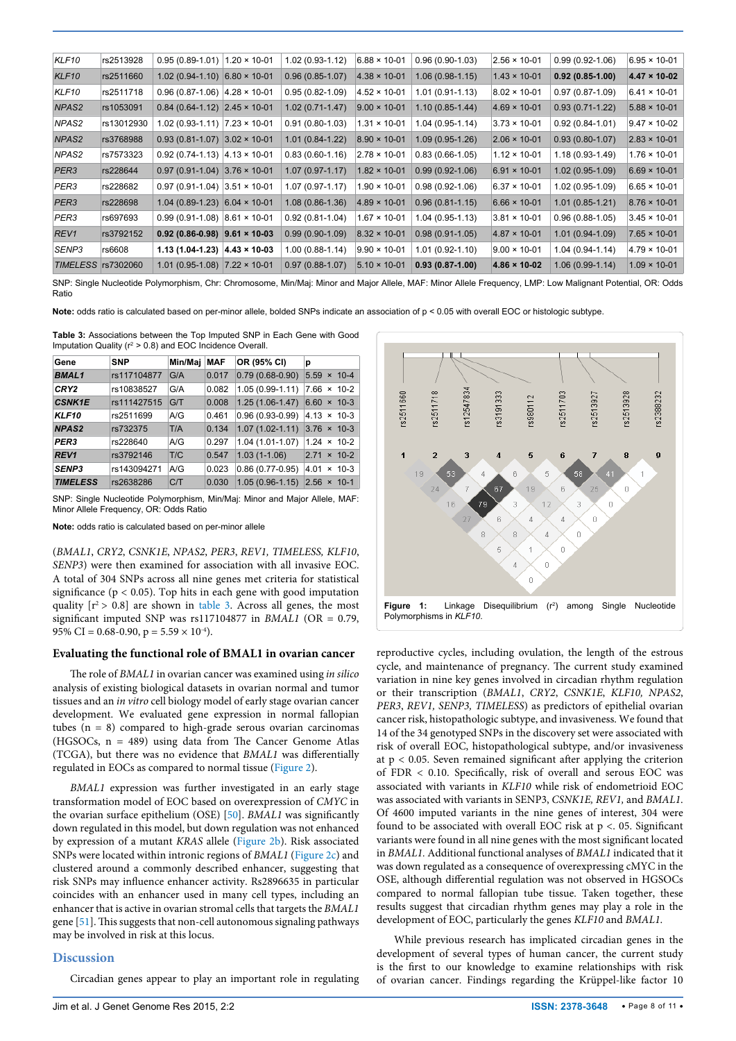| *KLF10* | rs2513928 | 0.95 (0.89-1.01) | 1.20 × 10-01 | 1.02 (0.93-1.12) | 6.88 × 10-01 | 0.96 (0.90-1.03) | 2.56 × 10-01 | 0.99 (0.92-1.06) | 6.95 × 10-01 |
|---|---|---|---|---|---|---|---|---|---|
| *KLF10* | rs2511660 | 1.02 (0.94-1.10) | 6.80 × 10-01 | 0.96 (0.85-1.07) | 4.38 × 10-01 | 1.06 (0.98-1.15) | 1.43 × 10-01 | **0.92 (0.85-1.00)** | **4.47 × 10-02** |
| *KLF10* | rs2511718 | 0.96 (0.87-1.06) | 4.28 × 10-01 | 0.95 (0.82-1.09) | 4.52 × 10-01 | 1.01 (0.91-1.13) | 8.02 × 10-01 | 0.97 (0.87-1.09) | 6.41 × 10-01 |
| *NPAS2* | rs1053091 | 0.84 (0.64-1.12) | 2.45 × 10-01 | 1.02 (0.71-1.47) | 9.00 × 10-01 | 1.10 (0.85-1.44) | 4.69 × 10-01 | 0.93 (0.71-1.22) | 5.88 × 10-01 |
| *NPAS2* | rs13012930 | 1.02 (0.93-1.11) | 7.23 × 10-01 | 0.91 (0.80-1.03) | 1.31 × 10-01 | 1.04 (0.95-1.14) | 3.73 × 10-01 | 0.92 (0.84-1.01) | 9.47 × 10-02 |
| *NPAS2* | rs3768988 | 0.93 (0.81-1.07) | 3.02 × 10-01 | 1.01 (0.84-1.22) | 8.90 × 10-01 | 1.09 (0.95-1.26) | 2.06 × 10-01 | 0.93 (0.80-1.07) | 2.83 × 10-01 |
| *NPAS2* | rs7573323 | 0.92 (0.74-1.13) | 4.13 × 10-01 | 0.83 (0.60-1.16) | 2.78 × 10-01 | 0.83 (0.66-1.05) | 1.12 × 10-01 | 1.18 (0.93-1.49) | 1.76 × 10-01 |
| *PER3* | rs228644 | 0.97 (0.91-1.04) | 3.76 × 10-01 | 1.07 (0.97-1.17) | 1.82 × 10-01 | 0.99 (0.92-1.06) | 6.91 × 10-01 | 1.02 (0.95-1.09) | 6.69 × 10-01 |
| *PER3* | rs228682 | 0.97 (0.91-1.04) | 3.51 × 10-01 | 1.07 (0.97-1.17) | 1.90 × 10-01 | 0.98 (0.92-1.06) | 6.37 × 10-01 | 1.02 (0.95-1.09) | 6.65 × 10-01 |
| *PER3* | rs228698 | 1.04 (0.89-1.23) | 6.04 × 10-01 | 1.08 (0.86-1.36) | 4.89 × 10-01 | 0.96 (0.81-1.15) | 6.66 × 10-01 | 1.01 (0.85-1.21) | 8.76 × 10-01 |
| *PER3* | rs697693 | 0.99 (0.91-1.08) | 8.61 × 10-01 | 0.92 (0.81-1.04) | 1.67 × 10-01 | 1.04 (0.95-1.13) | 3.81 × 10-01 | 0.96 (0.88-1.05) | 3.45 × 10-01 |
| *REV1* | rs3792152 | **0.92 (0.86-0.98)** | **9.61 × 10-03** | 0.99 (0.90-1.09) | 8.32 × 10-01 | 0.98 (0.91-1.05) | 4.87 × 10-01 | 1.01 (0.94-1.09) | 7.65 × 10-01 |
| *SENP3* | rs6608 | **1.13 (1.04-1.23)** | **4.43 × 10-03** | 1.00 (0.88-1.14) | 9.90 × 10-01 | 1.01 (0.92-1.10) | 9.00 × 10-01 | 1.04 (0.94-1.14) | 4.79 × 10-01 |
| *TIMELESS* | rs7302060 | 1.01 (0.95-1.08) | 7.22 × 10-01 | 0.97 (0.88-1.07) | 5.10 × 10-01 | **0.93 (0.87-1.00)** | **4.86 × 10-02** | 1.06 (0.99-1.14) | 1.09 × 10-01 |

SNP: Single Nucleotide Polymorphism, Chr: Chromosome, Min/Maj: Minor and Major Allele, MAF: Minor Allele Frequency, LMP: Low Malignant Potential, OR: Odds Ratio

**Note:** odds ratio is calculated based on per-minor allele, bolded SNPs indicate an association of p < 0.05 with overall EOC or histologic subtype.

**Table 3:** Associations between the Top Imputed SNP in Each Gene with Good Imputation Quality ($r^2 > 0.8$) and EOC Incidence Overall.

| Gene | SNP | Min/Maj | MAF | OR (95% CI) | p |
|---|---|---|---|---|---|
| ***BMAL1*** | rs117104877 | G/A | 0.017 | 0.79 (0.68-0.90) | 5.59 × 10-4 |
| ***CRY2*** | rs10838527 | G/A | 0.082 | 1.05 (0.99-1.11) | 7.66 × 10-2 |
| ***CSNK1E*** | rs111427515 | G/T | 0.008 | 1.25 (1.06-1.47) | 6.60 × 10-3 |
| ***KLF10*** | rs2511699 | A/G | 0.461 | 0.96 (0.93-0.99) | 4.13 × 10-3 |
| ***NPAS2*** | rs732375 | T/A | 0.134 | 1.07 (1.02-1.11) | 3.76 × 10-3 |
| ***PER3*** | rs228640 | A/G | 0.297 | 1.04 (1.01-1.07) | 1.24 × 10-2 |
| ***REV1*** | rs3792146 | T/C | 0.547 | 1.03 (1-1.06) | 2.71 × 10-2 |
| ***SENP3*** | rs143094271 | A/G | 0.023 | 0.86 (0.77-0.95) | 4.01 × 10-3 |
| ***TIMELESS*** | rs2638286 | C/T | 0.030 | 1.05 (0.96-1.15) | 2.56 × 10-1 |

SNP: Single Nucleotide Polymorphism, Min/Maj: Minor and Major Allele, MAF: Minor Allele Frequency, OR: Odds Ratio

**Note:** odds ratio is calculated based on per-minor allele

(*BMAL1*, *CRY2*, *CSNK1E*, *NPAS2*, *PER3*, *REV1*, *TIMELESS*, *KLF10*, *SENP3*) were then examined for association with all invasive EOC. A total of 304 SNPs across all nine genes met criteria for statistical significance (p < 0.05). Top hits in each gene with good imputation quality [$r^2 > 0.8$] are shown in table 3. Across all genes, the most significant imputed SNP was rs117104877 in *BMAL1* (OR = 0.79, 95% CI = 0.68-0.90, p = 5.59 × $10^{-4}$).

### Evaluating the functional role of BMAL1 in ovarian cancer

The role of *BMAL1* in ovarian cancer was examined using *in silico* analysis of existing biological datasets in ovarian normal and tumor tissues and an *in vitro* cell biology model of early stage ovarian cancer development. We evaluated gene expression in normal fallopian tubes (n = 8) compared to high-grade serous ovarian carcinomas (HGSOCs, n = 489) using data from The Cancer Genome Atlas (TCGA), but there was no evidence that *BMAL1* was differentially regulated in EOCs as compared to normal tissue (Figure 2).

*BMAL1* expression was further investigated in an early stage transformation model of EOC based on overexpression of *CMYC* in the ovarian surface epithelium (OSE) [50]. *BMAL1* was significantly down regulated in this model, but down regulation was not enhanced by expression of a mutant *KRAS* allele (Figure 2b). Risk associated SNPs were located within intronic regions of *BMAL1* (Figure 2c) and clustered around a commonly described enhancer, suggesting that risk SNPs may influence enhancer activity. Rs2896635 in particular coincides with an enhancer used in many cell types, including an enhancer that is active in ovarian stromal cells that targets the *BMAL1* gene [51]. This suggests that non-cell autonomous signaling pathways may be involved in risk at this locus.

**Figure 1:** Linkage Disequilibrium ($r^2$) among Single Nucleotide Polymorphisms in *KLF10*.

## Discussion

Circadian genes appear to play an important role in regulating reproductive cycles, including ovulation, the length of the estrous cycle, and maintenance of pregnancy. The current study examined variation in nine key genes involved in circadian rhythm regulation or their transcription (*BMAL1*, *CRY2*, *CSNK1E*, *KLF10, NPAS2*, *PER3*, *REV1*, *SENP3*, *TIMELESS*) as predictors of epithelial ovarian cancer risk, histopathologic subtype, and invasiveness. We found that 14 of the 34 genotyped SNPs in the discovery set were associated with risk of overall EOC, histopathological subtype, and/or invasiveness at p < 0.05. Seven remained significant after applying the criterion of FDR < 0.10. Specifically, risk of overall and serous EOC was associated with variants in *KLF10* while risk of endometrioid EOC was associated with variants in SENP3, *CSNK1E*, *REV1*, and *BMAL1*. Of 4600 imputed variants in the nine genes of interest, 304 were found to be associated with overall EOC risk at p <. 05. Significant variants were found in all nine genes with the most significant located in *BMAL1*. Additional functional analyses of *BMAL1* indicated that it was down regulated as a consequence of overexpressing cMYC in the OSE, although differential regulation was not observed in HGSOCs compared to normal fallopian tube tissue. Taken together, these results suggest that circadian rhythm genes may play a role in the development of EOC, particularly the genes *KLF10* and *BMAL1*.

While previous research has implicated circadian genes in the development of several types of human cancer, the current study is the first to our knowledge to examine relationships with risk of ovarian cancer. Findings regarding the Krüppel-like factor 10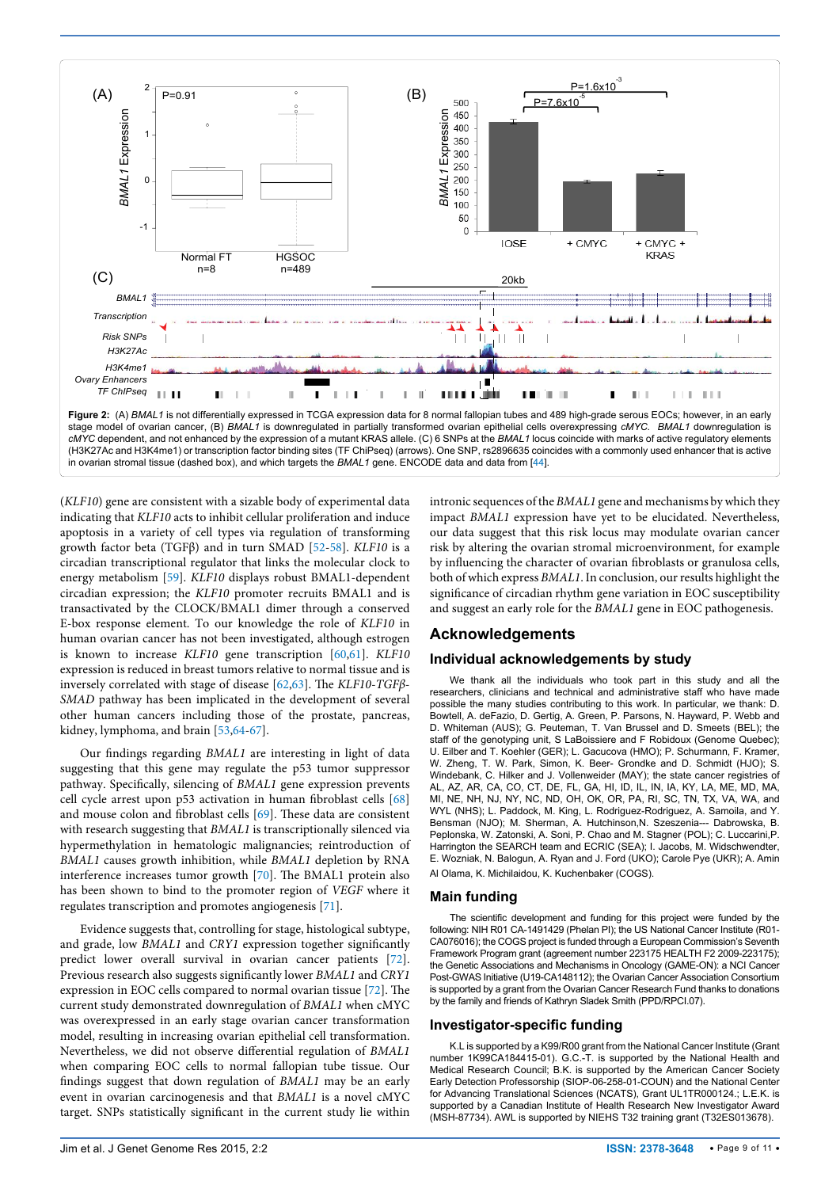**Figure 2:** (A) *BMAL1* is not differentially expressed in TCGA expression data for 8 normal fallopian tubes and 489 high-grade serous EOCs; however, in an early stage model of ovarian cancer, (B) *BMAL1* is downregulated in partially transformed ovarian epithelial cells overexpressing *cMYC*. *BMAL1* downregulation is *cMYC* dependent, and not enhanced by the expression of a mutant KRAS allele. (C) 6 SNPs at the *BMAL1* locus coincide with marks of active regulatory elements (H3K27Ac and H3K4me1) or transcription factor binding sites (TF ChIPseq) (arrows). One SNP, rs2896635 coincides with a commonly used enhancer that is active in ovarian stromal tissue (dashed box), and which targets the *BMAL1* gene. ENCODE data and data from [44].

(*KLF10*) gene are consistent with a sizable body of experimental data indicating that *KLF10* acts to inhibit cellular proliferation and induce apoptosis in a variety of cell types via regulation of transforming growth factor beta (TGFβ) and in turn SMAD [52-58]. *KLF10* is a circadian transcriptional regulator that links the molecular clock to energy metabolism [59]. *KLF10* displays robust BMAL1-dependent circadian expression; the *KLF10* promoter recruits BMAL1 and is transactivated by the CLOCK/BMAL1 dimer through a conserved E-box response element. To our knowledge the role of *KLF10* in human ovarian cancer has not been investigated, although estrogen is known to increase *KLF10* gene transcription [60,61]. *KLF10* expression is reduced in breast tumors relative to normal tissue and is inversely correlated with stage of disease [62,63]. The *KLF10-TGFβ-SMAD* pathway has been implicated in the development of several other human cancers including those of the prostate, pancreas, kidney, lymphoma, and brain [53,64-67].

Our findings regarding *BMAL1* are interesting in light of data suggesting that this gene may regulate the p53 tumor suppressor pathway. Specifically, silencing of *BMAL1* gene expression prevents cell cycle arrest upon p53 activation in human fibroblast cells [68] and mouse colon and fibroblast cells [69]. These data are consistent with research suggesting that *BMAL1* is transcriptionally silenced via hypermethylation in hematologic malignancies; reintroduction of *BMAL1* causes growth inhibition, while *BMAL1* depletion by RNA interference increases tumor growth [70]. The BMAL1 protein also has been shown to bind to the promoter region of *VEGF* where it regulates transcription and promotes angiogenesis [71].

Evidence suggests that, controlling for stage, histological subtype, and grade, low *BMAL1* and *CRY1* expression together significantly predict lower overall survival in ovarian cancer patients [72]. Previous research also suggests significantly lower *BMAL1* and *CRY1* expression in EOC cells compared to normal ovarian tissue [72]. The current study demonstrated downregulation of *BMAL1* when cMYC was overexpressed in an early stage ovarian cancer transformation model, resulting in increasing ovarian epithelial cell transformation. Nevertheless, we did not observe differential regulation of *BMAL1* when comparing EOC cells to normal fallopian tube tissue. Our findings suggest that down regulation of *BMAL1* may be an early event in ovarian carcinogenesis and that *BMAL1* is a novel cMYC target. SNPs statistically significant in the current study lie within intronic sequences of the *BMAL1* gene and mechanisms by which they impact *BMAL1* expression have yet to be elucidated. Nevertheless, our data suggest that this risk locus may modulate ovarian cancer risk by altering the ovarian stromal microenvironment, for example by influencing the character of ovarian fibroblasts or granulosa cells, both of which express *BMAL1*. In conclusion, our results highlight the significance of circadian rhythm gene variation in EOC susceptibility and suggest an early role for the *BMAL1* gene in EOC pathogenesis.

## Acknowledgements

### Individual acknowledgements by study

We thank all the individuals who took part in this study and all the researchers, clinicians and technical and administrative staff who have made possible the many studies contributing to this work. In particular, we thank: D. Bowtell, A. deFazio, D. Gertig, A. Green, P. Parsons, N. Hayward, P. Webb and D. Whiteman (AUS); G. Peuteman, T. Van Brussel and D. Smeets (BEL); the staff of the genotyping unit, S LaBoissiere and F Robidoux (Genome Quebec); U. Eilber and T. Koehler (GER); L. Gacucova (HMO); P. Schurmann, F. Kramer, W. Zheng, T. W. Park, Simon, K. Beer- Grondke and D. Schmidt (HJO); S. Windebank, C. Hilker and J. Vollenweider (MAY); the state cancer registries of AL, AZ, AR, CA, CO, CT, DE, FL, GA, HI, ID, IL, IN, IA, KY, LA, ME, MD, MA, MI, NE, NH, NJ, NY, NC, ND, OH, OK, OR, PA, RI, SC, TN, TX, VA, WA, and WYL (NHS); L. Paddock, M. King, L. Rodriguez-Rodriguez, A. Samoila, and Y. Bensman (NJO); M. Sherman, A. Hutchinson,N. Szeszenia--- Dabrowska, B. Peplonska, W. Zatonski, A. Soni, P. Chao and M. Stagner (POL); C. Luccarini,P. Harrington the SEARCH team and ECRIC (SEA); I. Jacobs, M. Widschwendter, E. Wozniak, N. Balogun, A. Ryan and J. Ford (UKO); Carole Pye (UKR); A. Amin Al Olama, K. Michilaidou, K. Kuchenbaker (COGS).

### Main funding

The scientific development and funding for this project were funded by the following: NIH R01 CA-1491429 (Phelan PI); the US National Cancer Institute (R01-CA076016); the COGS project is funded through a European Commission's Seventh Framework Program grant (agreement number 223175 HEALTH F2 2009-223175); the Genetic Associations and Mechanisms in Oncology (GAME-ON): a NCI Cancer Post-GWAS Initiative (U19-CA148112); the Ovarian Cancer Association Consortium is supported by a grant from the Ovarian Cancer Research Fund thanks to donations by the family and friends of Kathryn Sladek Smith (PPD/RPCI.07).

### Investigator-specific funding

K.L is supported by a K99/R00 grant from the National Cancer Institute (Grant number 1K99CA184415-01). G.C.-T. is supported by the National Health and Medical Research Council; B.K. is supported by the American Cancer Society Early Detection Professorship (SIOP-06-258-01-COUN) and the National Center for Advancing Translational Sciences (NCATS), Grant UL1TR000124.; L.E.K. is supported by a Canadian Institute of Health Research New Investigator Award (MSH-87734). AWL is supported by NIEHS T32 training grant (T32ES013678).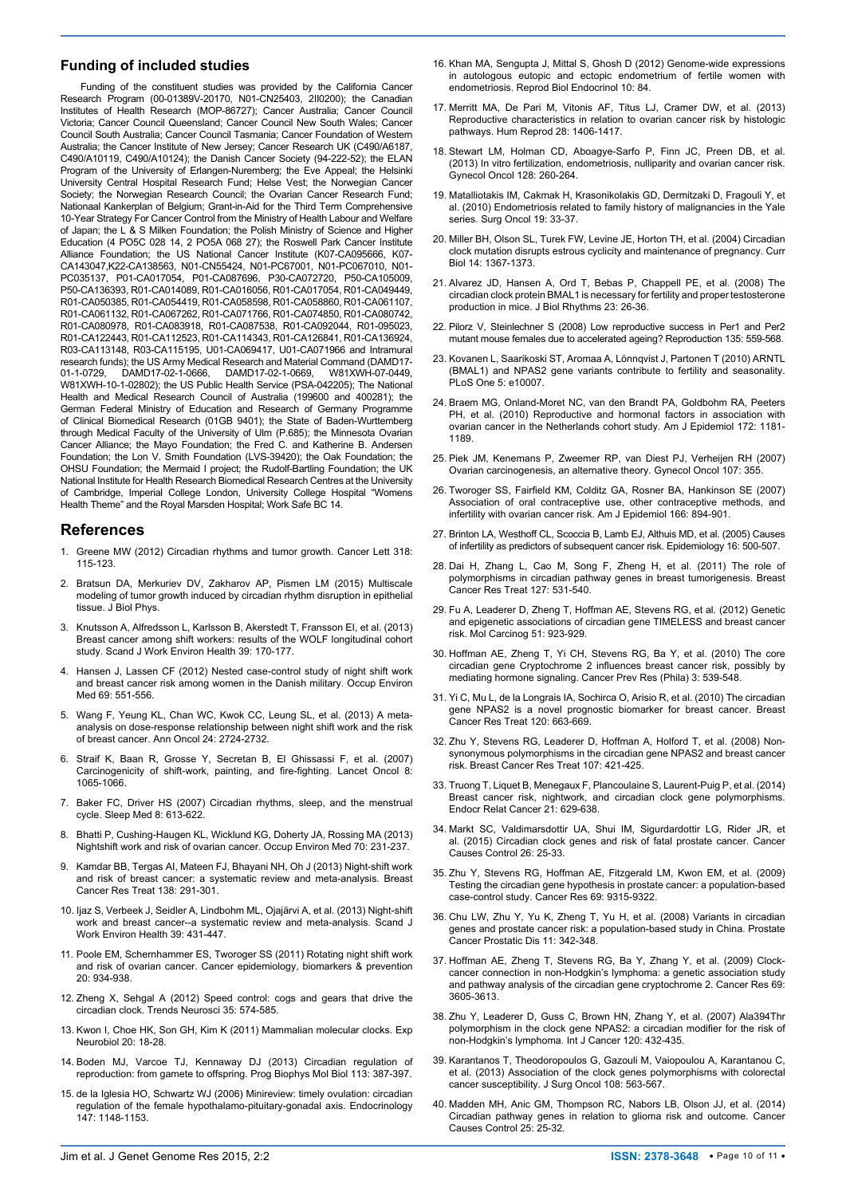## Funding of included studies

Funding of the constituent studies was provided by the California Cancer Research Program (00-01389V-20170, N01-CN25403, 2II0200); the Canadian Institutes of Health Research (MOP-86727); Cancer Australia; Cancer Council Victoria; Cancer Council Queensland; Cancer Council New South Wales; Cancer Council South Australia; Cancer Council Tasmania; Cancer Foundation of Western Australia; the Cancer Institute of New Jersey; Cancer Research UK (C490/A6187, C490/A10119, C490/A10124); the Danish Cancer Society (94-222-52); the ELAN Program of the University of Erlangen-Nuremberg; the Eve Appeal; the Helsinki University Central Hospital Research Fund; Helse Vest; the Norwegian Cancer Society; the Norwegian Research Council; the Ovarian Cancer Research Fund; Nationaal Kankerplan of Belgium; Grant-in-Aid for the Third Term Comprehensive 10-Year Strategy For Cancer Control from the Ministry of Health Labour and Welfare of Japan; the L & S Milken Foundation; the Polish Ministry of Science and Higher Education (4 PO5C 028 14, 2 PO5A 068 27); the Roswell Park Cancer Institute Alliance Foundation; the US National Cancer Institute (K07-CA095666, K07-CA143047,K22-CA138563, N01-CN55424, N01-PC67001, N01-PC067010, N01-PC035137, P01-CA017054, P01-CA087696, P30-CA072720, P50-CA105009, P50-CA136393, R01-CA014089, R01-CA016056, R01-CA017054, R01-CA049449, R01-CA050385, R01-CA054419, R01-CA058598, R01-CA058860, R01-CA061107, R01-CA061132, R01-CA067262, R01-CA071766, R01-CA074850, R01-CA080742, R01-CA080978, R01-CA083918, R01-CA087538, R01-CA092044, R01-095023, R01-CA122443, R01-CA112523, R01-CA114343, R01-CA126841, R01-CA136924, R03-CA113148, R03-CA115195, U01-CA069417, U01-CA071966 and Intramural research funds); the US Army Medical Research and Material Command (DAMD17-01-1-0729, DAMD17-02-1-0666, DAMD17-02-1-0669, W81XWH-07-0449, W81XWH-10-1-02802); the US Public Health Service (PSA-042205); The National Health and Medical Research Council of Australia (199600 and 400281); the German Federal Ministry of Education and Research of Germany Programme of Clinical Biomedical Research (01GB 9401); the State of Baden-Wurttemberg through Medical Faculty of the University of Ulm (P.685); the Minnesota Ovarian Cancer Alliance; the Mayo Foundation; the Fred C. and Katherine B. Andersen Foundation; the Lon V. Smith Foundation (LVS-39420); the Oak Foundation; the OHSU Foundation; the Mermaid I project; the Rudolf-Bartling Foundation; the UK National Institute for Health Research Biomedical Research Centres at the University of Cambridge, Imperial College London, University College Hospital "Womens Health Theme" and the Royal Marsden Hospital; Work Safe BC 14.

## References

1. Greene MW (2012) Circadian rhythms and tumor growth. Cancer Lett 318: 115-123.
2. Bratsun DA, Merkuriev DV, Zakharov AP, Pismen LM (2015) Multiscale modeling of tumor growth induced by circadian rhythm disruption in epithelial tissue. J Biol Phys.
3. Knutsson A, Alfredsson L, Karlsson B, Akerstedt T, Fransson EI, et al. (2013) Breast cancer among shift workers: results of the WOLF longitudinal cohort study. Scand J Work Environ Health 39: 170-177.
4. Hansen J, Lassen CF (2012) Nested case-control study of night shift work and breast cancer risk among women in the Danish military. Occup Environ Med 69: 551-556.
5. Wang F, Yeung KL, Chan WC, Kwok CC, Leung SL, et al. (2013) A meta-analysis on dose-response relationship between night shift work and the risk of breast cancer. Ann Oncol 24: 2724-2732.
6. Straif K, Baan R, Grosse Y, Secretan B, El Ghissassi F, et al. (2007) Carcinogenicity of shift-work, painting, and fire-fighting. Lancet Oncol 8: 1065-1066.
7. Baker FC, Driver HS (2007) Circadian rhythms, sleep, and the menstrual cycle. Sleep Med 8: 613-622.
8. Bhatti P, Cushing-Haugen KL, Wicklund KG, Doherty JA, Rossing MA (2013) Nightshift work and risk of ovarian cancer. Occup Environ Med 70: 231-237.
9. Kamdar BB, Tergas AI, Mateen FJ, Bhayani NH, Oh J (2013) Night-shift work and risk of breast cancer: a systematic review and meta-analysis. Breast Cancer Res Treat 138: 291-301.
10. Ijaz S, Verbeek J, Seidler A, Lindbohm ML, Ojajärvi A, et al. (2013) Night-shift work and breast cancer--a systematic review and meta-analysis. Scand J Work Environ Health 39: 431-447.
11. Poole EM, Schernhammer ES, Tworoger SS (2011) Rotating night shift work and risk of ovarian cancer. Cancer epidemiology, biomarkers & prevention 20: 934-938.
12. Zheng X, Sehgal A (2012) Speed control: cogs and gears that drive the circadian clock. Trends Neurosci 35: 574-585.
13. Kwon I, Choe HK, Son GH, Kim K (2011) Mammalian molecular clocks. Exp Neurobiol 20: 18-28.
14. Boden MJ, Varcoe TJ, Kennaway DJ (2013) Circadian regulation of reproduction: from gamete to offspring. Prog Biophys Mol Biol 113: 387-397.
15. de la Iglesia HO, Schwartz WJ (2006) Minireview: timely ovulation: circadian regulation of the female hypothalamo-pituitary-gonadal axis. Endocrinology 147: 1148-1153.
16. Khan MA, Sengupta J, Mittal S, Ghosh D (2012) Genome-wide expressions in autologous eutopic and ectopic endometrium of fertile women with endometriosis. Reprod Biol Endocrinol 10: 84.
17. Merritt MA, De Pari M, Vitonis AF, Titus LJ, Cramer DW, et al. (2013) Reproductive characteristics in relation to ovarian cancer risk by histologic pathways. Hum Reprod 28: 1406-1417.
18. Stewart LM, Holman CD, Aboagye-Sarfo P, Finn JC, Preen DB, et al. (2013) In vitro fertilization, endometriosis, nulliparity and ovarian cancer risk. Gynecol Oncol 128: 260-264.
19. Matalliotakis IM, Cakmak H, Krasonikolakis GD, Dermitzaki D, Fragouli Y, et al. (2010) Endometriosis related to family history of malignancies in the Yale series. Surg Oncol 19: 33-37.
20. Miller BH, Olson SL, Turek FW, Levine JE, Horton TH, et al. (2004) Circadian clock mutation disrupts estrous cyclicity and maintenance of pregnancy. Curr Biol 14: 1367-1373.
21. Alvarez JD, Hansen A, Ord T, Bebas P, Chappell PE, et al. (2008) The circadian clock protein BMAL1 is necessary for fertility and proper testosterone production in mice. J Biol Rhythms 23: 26-36.
22. Pilorz V, Steinlechner S (2008) Low reproductive success in Per1 and Per2 mutant mouse females due to accelerated ageing? Reproduction 135: 559-568.
23. Kovanen L, Saarikoski ST, Aromaa A, Lönnqvist J, Partonen T (2010) ARNTL (BMAL1) and NPAS2 gene variants contribute to fertility and seasonality. PLoS One 5: e10007.
24. Braem MG, Onland-Moret NC, van den Brandt PA, Goldbohm RA, Peeters PH, et al. (2010) Reproductive and hormonal factors in association with ovarian cancer in the Netherlands cohort study. Am J Epidemiol 172: 1181-1189.
25. Piek JM, Kenemans P, Zweemer RP, van Diest PJ, Verheijen RH (2007) Ovarian carcinogenesis, an alternative theory. Gynecol Oncol 107: 355.
26. Tworoger SS, Fairfield KM, Colditz GA, Rosner BA, Hankinson SE (2007) Association of oral contraceptive use, other contraceptive methods, and infertility with ovarian cancer risk. Am J Epidemiol 166: 894-901.
27. Brinton LA, Westhoff CL, Scoccia B, Lamb EJ, Althuis MD, et al. (2005) Causes of infertility as predictors of subsequent cancer risk. Epidemiology 16: 500-507.
28. Dai H, Zhang L, Cao M, Song F, Zheng H, et al. (2011) The role of polymorphisms in circadian pathway genes in breast tumorigenesis. Breast Cancer Res Treat 127: 531-540.
29. Fu A, Leaderer D, Zheng T, Hoffman AE, Stevens RG, et al. (2012) Genetic and epigenetic associations of circadian gene TIMELESS and breast cancer risk. Mol Carcinog 51: 923-929.
30. Hoffman AE, Zheng T, Yi CH, Stevens RG, Ba Y, et al. (2010) The core circadian gene Cryptochrome 2 influences breast cancer risk, possibly by mediating hormone signaling. Cancer Prev Res (Phila) 3: 539-548.
31. Yi C, Mu L, de la Longrais IA, Sochirca O, Arisio R, et al. (2010) The circadian gene NPAS2 is a novel prognostic biomarker for breast cancer. Breast Cancer Res Treat 120: 663-669.
32. Zhu Y, Stevens RG, Leaderer D, Hoffman A, Holford T, et al. (2008) Non-synonymous polymorphisms in the circadian gene NPAS2 and breast cancer risk. Breast Cancer Res Treat 107: 421-425.
33. Truong T, Liquet B, Menegaux F, Plancoulaine S, Laurent-Puig P, et al. (2014) Breast cancer risk, nightwork, and circadian clock gene polymorphisms. Endocr Relat Cancer 21: 629-638.
34. Markt SC, Valdimarsdottir UA, Shui IM, Sigurdardottir LG, Rider JR, et al. (2015) Circadian clock genes and risk of fatal prostate cancer. Cancer Causes Control 26: 25-33.
35. Zhu Y, Stevens RG, Hoffman AE, Fitzgerald LM, Kwon EM, et al. (2009) Testing the circadian gene hypothesis in prostate cancer: a population-based case-control study. Cancer Res 69: 9315-9322.
36. Chu LW, Zhu Y, Yu K, Zheng T, Yu H, et al. (2008) Variants in circadian genes and prostate cancer risk: a population-based study in China. Prostate Cancer Prostatic Dis 11: 342-348.
37. Hoffman AE, Zheng T, Stevens RG, Ba Y, Zhang Y, et al. (2009) Clock-cancer connection in non-Hodgkin's lymphoma: a genetic association study and pathway analysis of the circadian gene cryptochrome 2. Cancer Res 69: 3605-3613.
38. Zhu Y, Leaderer D, Guss C, Brown HN, Zhang Y, et al. (2007) Ala394Thr polymorphism in the clock gene NPAS2: a circadian modifier for the risk of non-Hodgkin's lymphoma. Int J Cancer 120: 432-435.
39. Karantanos T, Theodoropoulos G, Gazouli M, Vaiopoulou A, Karantanou C, et al. (2013) Association of the clock genes polymorphisms with colorectal cancer susceptibility. J Surg Oncol 108: 563-567.
40. Madden MH, Anic GM, Thompson RC, Nabors LB, Olson JJ, et al. (2014) Circadian pathway genes in relation to glioma risk and outcome. Cancer Causes Control 25: 25-32.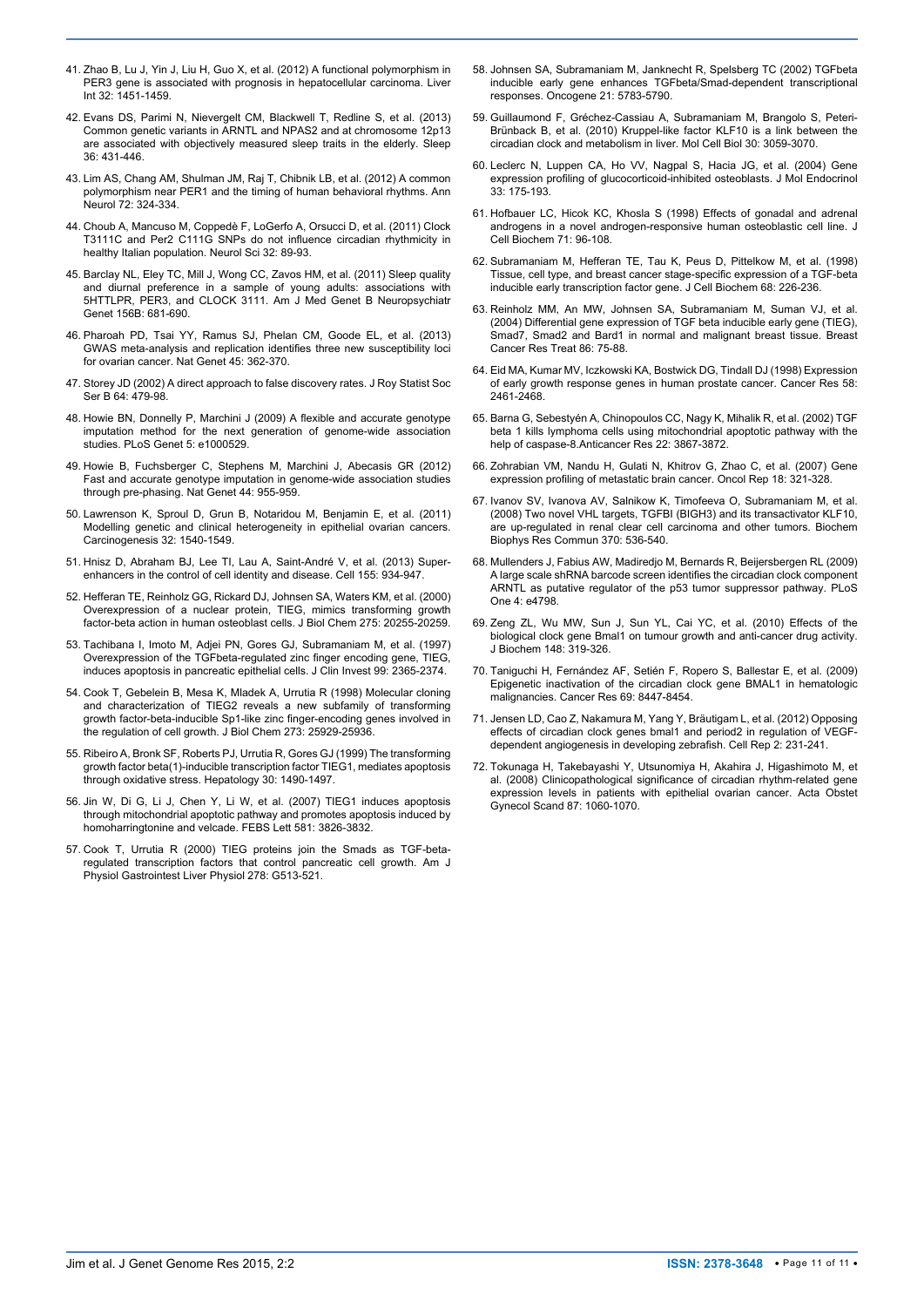41. Zhao B, Lu J, Yin J, Liu H, Guo X, et al. (2012) A functional polymorphism in PER3 gene is associated with prognosis in hepatocellular carcinoma. Liver Int 32: 1451-1459.

42. Evans DS, Parimi N, Nievergelt CM, Blackwell T, Redline S, et al. (2013) Common genetic variants in ARNTL and NPAS2 and at chromosome 12p13 are associated with objectively measured sleep traits in the elderly. Sleep 36: 431-446.

43. Lim AS, Chang AM, Shulman JM, Raj T, Chibnik LB, et al. (2012) A common polymorphism near PER1 and the timing of human behavioral rhythms. Ann Neurol 72: 324-334.

44. Choub A, Mancuso M, Coppedè F, LoGerfo A, Orsucci D, et al. (2011) Clock T3111C and Per2 C111G SNPs do not influence circadian rhythmicity in healthy Italian population. Neurol Sci 32: 89-93.

45. Barclay NL, Eley TC, Mill J, Wong CC, Zavos HM, et al. (2011) Sleep quality and diurnal preference in a sample of young adults: associations with 5HTTLPR, PER3, and CLOCK 3111. Am J Med Genet B Neuropsychiatr Genet 156B: 681-690.

46. Pharoah PD, Tsai YY, Ramus SJ, Phelan CM, Goode EL, et al. (2013) GWAS meta-analysis and replication identifies three new susceptibility loci for ovarian cancer. Nat Genet 45: 362-370.

47. Storey JD (2002) A direct approach to false discovery rates. J Roy Statist Soc Ser B 64: 479-98.

48. Howie BN, Donnelly P, Marchini J (2009) A flexible and accurate genotype imputation method for the next generation of genome-wide association studies. PLoS Genet 5: e1000529.

49. Howie B, Fuchsberger C, Stephens M, Marchini J, Abecasis GR (2012) Fast and accurate genotype imputation in genome-wide association studies through pre-phasing. Nat Genet 44: 955-959.

50. Lawrenson K, Sproul D, Grun B, Notaridou M, Benjamin E, et al. (2011) Modelling genetic and clinical heterogeneity in epithelial ovarian cancers. Carcinogenesis 32: 1540-1549.

51. Hnisz D, Abraham BJ, Lee TI, Lau A, Saint-André V, et al. (2013) Super-enhancers in the control of cell identity and disease. Cell 155: 934-947.

52. Hefferan TE, Reinholz GG, Rickard DJ, Johnsen SA, Waters KM, et al. (2000) Overexpression of a nuclear protein, TIEG, mimics transforming growth factor-beta action in human osteoblast cells. J Biol Chem 275: 20255-20259.

53. Tachibana I, Imoto M, Adjei PN, Gores GJ, Subramaniam M, et al. (1997) Overexpression of the TGFbeta-regulated zinc finger encoding gene, TIEG, induces apoptosis in pancreatic epithelial cells. J Clin Invest 99: 2365-2374.

54. Cook T, Gebelein B, Mesa K, Mladek A, Urrutia R (1998) Molecular cloning and characterization of TIEG2 reveals a new subfamily of transforming growth factor-beta-inducible Sp1-like zinc finger-encoding genes involved in the regulation of cell growth. J Biol Chem 273: 25929-25936.

55. Ribeiro A, Bronk SF, Roberts PJ, Urrutia R, Gores GJ (1999) The transforming growth factor beta(1)-inducible transcription factor TIEG1, mediates apoptosis through oxidative stress. Hepatology 30: 1490-1497.

56. Jin W, Di G, Li J, Chen Y, Li W, et al. (2007) TIEG1 induces apoptosis through mitochondrial apoptotic pathway and promotes apoptosis induced by homoharringtonine and velcade. FEBS Lett 581: 3826-3832.

57. Cook T, Urrutia R (2000) TIEG proteins join the Smads as TGF-beta-regulated transcription factors that control pancreatic cell growth. Am J Physiol Gastrointest Liver Physiol 278: G513-521.

58. Johnsen SA, Subramaniam M, Janknecht R, Spelsberg TC (2002) TGFbeta inducible early gene enhances TGFbeta/Smad-dependent transcriptional responses. Oncogene 21: 5783-5790.

59. Guillaumond F, Gréchez-Cassiau A, Subramaniam M, Brangolo S, Peteri-Brünback B, et al. (2010) Kruppel-like factor KLF10 is a link between the circadian clock and metabolism in liver. Mol Cell Biol 30: 3059-3070.

60. Leclerc N, Luppen CA, Ho VV, Nagpal S, Hacia JG, et al. (2004) Gene expression profiling of glucocorticoid-inhibited osteoblasts. J Mol Endocrinol 33: 175-193.

61. Hofbauer LC, Hicok KC, Khosla S (1998) Effects of gonadal and adrenal androgens in a novel androgen-responsive human osteoblastic cell line. J Cell Biochem 71: 96-108.

62. Subramaniam M, Hefferan TE, Tau K, Peus D, Pittelkow M, et al. (1998) Tissue, cell type, and breast cancer stage-specific expression of a TGF-beta inducible early transcription factor gene. J Cell Biochem 68: 226-236.

63. Reinholz MM, An MW, Johnsen SA, Subramaniam M, Suman VJ, et al. (2004) Differential gene expression of TGF beta inducible early gene (TIEG), Smad7, Smad2 and Bard1 in normal and malignant breast tissue. Breast Cancer Res Treat 86: 75-88.

64. Eid MA, Kumar MV, Iczkowski KA, Bostwick DG, Tindall DJ (1998) Expression of early growth response genes in human prostate cancer. Cancer Res 58: 2461-2468.

65. Barna G, Sebestyén A, Chinopoulos CC, Nagy K, Mihalik R, et al. (2002) TGF beta 1 kills lymphoma cells using mitochondrial apoptotic pathway with the help of caspase-8.Anticancer Res 22: 3867-3872.

66. Zohrabian VM, Nandu H, Gulati N, Khitrov G, Zhao C, et al. (2007) Gene expression profiling of metastatic brain cancer. Oncol Rep 18: 321-328.

67. Ivanov SV, Ivanova AV, Salnikow K, Timofeeva O, Subramaniam M, et al. (2008) Two novel VHL targets, TGFBI (BIGH3) and its transactivator KLF10, are up-regulated in renal clear cell carcinoma and other tumors. Biochem Biophys Res Commun 370: 536-540.

68. Mullenders J, Fabius AW, Madiredjo M, Bernards R, Beijersbergen RL (2009) A large scale shRNA barcode screen identifies the circadian clock component ARNTL as putative regulator of the p53 tumor suppressor pathway. PLoS One 4: e4798.

69. Zeng ZL, Wu MW, Sun J, Sun YL, Cai YC, et al. (2010) Effects of the biological clock gene Bmal1 on tumour growth and anti-cancer drug activity. J Biochem 148: 319-326.

70. Taniguchi H, Fernández AF, Setién F, Ropero S, Ballestar E, et al. (2009) Epigenetic inactivation of the circadian clock gene BMAL1 in hematologic malignancies. Cancer Res 69: 8447-8454.

71. Jensen LD, Cao Z, Nakamura M, Yang Y, Bräutigam L, et al. (2012) Opposing effects of circadian clock genes bmal1 and period2 in regulation of VEGF-dependent angiogenesis in developing zebrafish. Cell Rep 2: 231-241.

72. Tokunaga H, Takebayashi Y, Utsunomiya H, Akahira J, Higashimoto M, et al. (2008) Clinicopathological significance of circadian rhythm-related gene expression levels in patients with epithelial ovarian cancer. Acta Obstet Gynecol Scand 87: 1060-1070.